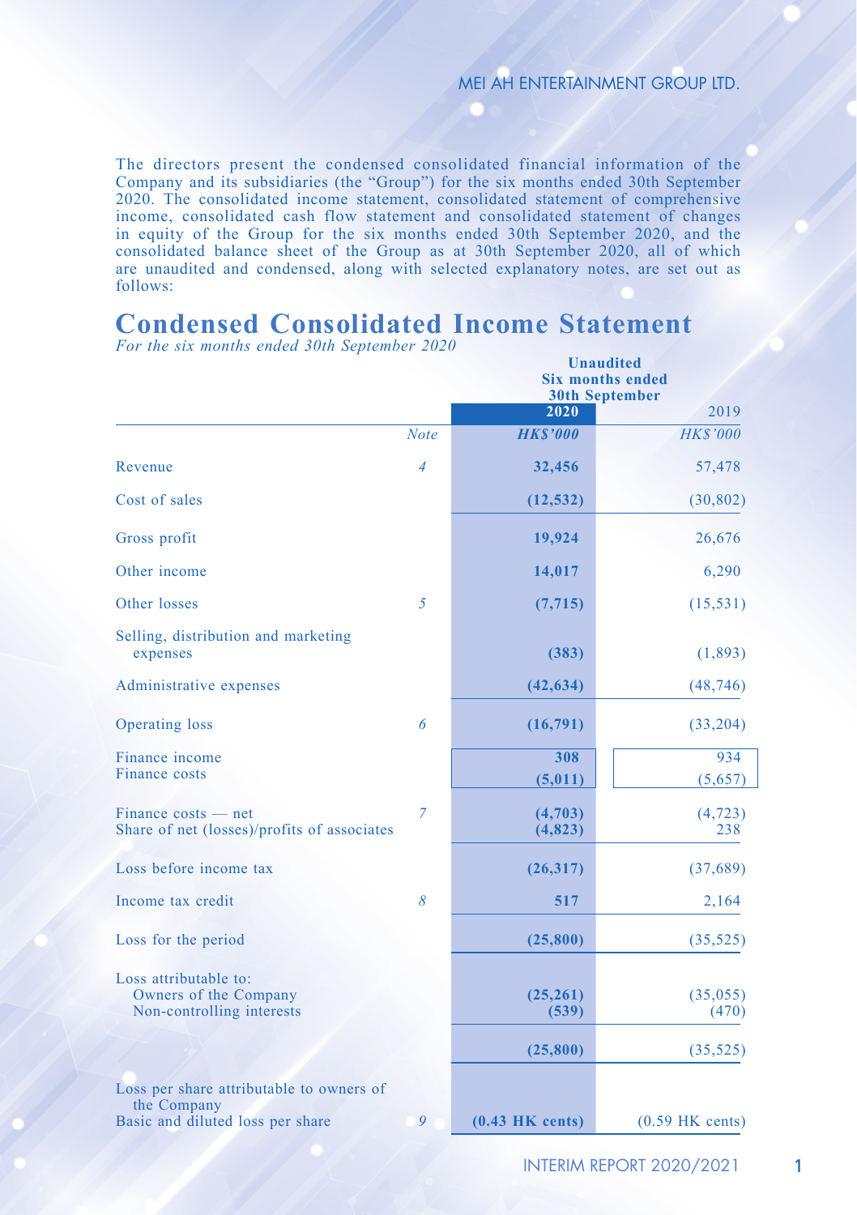The directors present the condensed consolidated financial information of the Company and its subsidiaries (the "Group") for the six months ended 30th September 2020. The consolidated income statement, consolidated statement of comprehensive income, consolidated cash flow statement and consolidated statement of changes in equity of the Group for the six months ended 30th September 2020, and the consolidated balance sheet of the Group as at 30th September 2020, all of which are unaudited and condensed, along with selected explanatory notes, are set out as follows:

# Condensed Consolidated Income Statement

*For the six months ended 30th September 2020*

| | | **Unaudited Six months ended 30th September** | |
|---|---|---|---|
| | | **2020** | 2019 |
| | *Note* | ***HK$'000*** | *HK$'000* |
| Revenue | *4* | **32,456** | 57,478 |
| Cost of sales | | **(12,532)** | (30,802) |
| Gross profit | | **19,924** | 26,676 |
| Other income | | **14,017** | 6,290 |
| Other losses | *5* | **(7,715)** | (15,531) |
| Selling, distribution and marketing expenses | | **(383)** | (1,893) |
| Administrative expenses | | **(42,634)** | (48,746) |
| Operating loss | *6* | **(16,791)** | (33,204) |
| Finance income | | **308** | 934 |
| Finance costs | | **(5,011)** | (5,657) |
| Finance costs — net | *7* | **(4,703)** | (4,723) |
| Share of net (losses)/profits of associates | | **(4,823)** | 238 |
| Loss before income tax | | **(26,317)** | (37,689) |
| Income tax credit | *8* | **517** | 2,164 |
| Loss for the period | | **(25,800)** | (35,525) |
| Loss attributable to: | | | |
| Owners of the Company | | **(25,261)** | (35,055) |
| Non-controlling interests | | **(539)** | (470) |
| | | **(25,800)** | (35,525) |
| Loss per share attributable to owners of the Company | | | |
| Basic and diluted loss per share | *9* | **(0.43 HK cents)** | (0.59 HK cents) |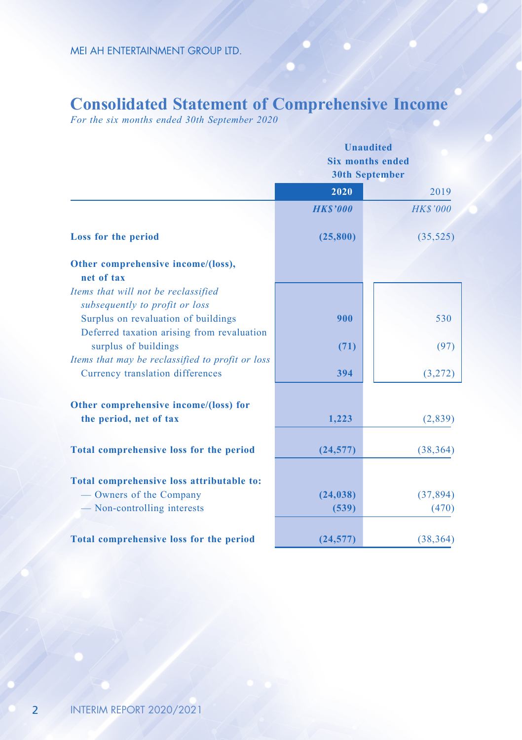# Consolidated Statement of Comprehensive Income

*For the six months ended 30th September 2020*

| | Unaudited Six months ended 30th September | |
|---|---|---|
| | **2020** | 2019 |
| | ***HK$'000*** | *HK$'000* |
| **Loss for the period** | **(25,800)** | (35,525) |
| **Other comprehensive income/(loss), net of tax** | | |
| *Items that will not be reclassified subsequently to profit or loss* | | |
| Surplus on revaluation of buildings | **900** | 530 |
| Deferred taxation arising from revaluation surplus of buildings | **(71)** | (97) |
| *Items that may be reclassified to profit or loss* | | |
| Currency translation differences | **394** | (3,272) |
| **Other comprehensive income/(loss) for the period, net of tax** | **1,223** | (2,839) |
| **Total comprehensive loss for the period** | **(24,577)** | (38,364) |
| **Total comprehensive loss attributable to:** | | |
| — Owners of the Company | **(24,038)** | (37,894) |
| — Non-controlling interests | **(539)** | (470) |
| **Total comprehensive loss for the period** | **(24,577)** | (38,364) |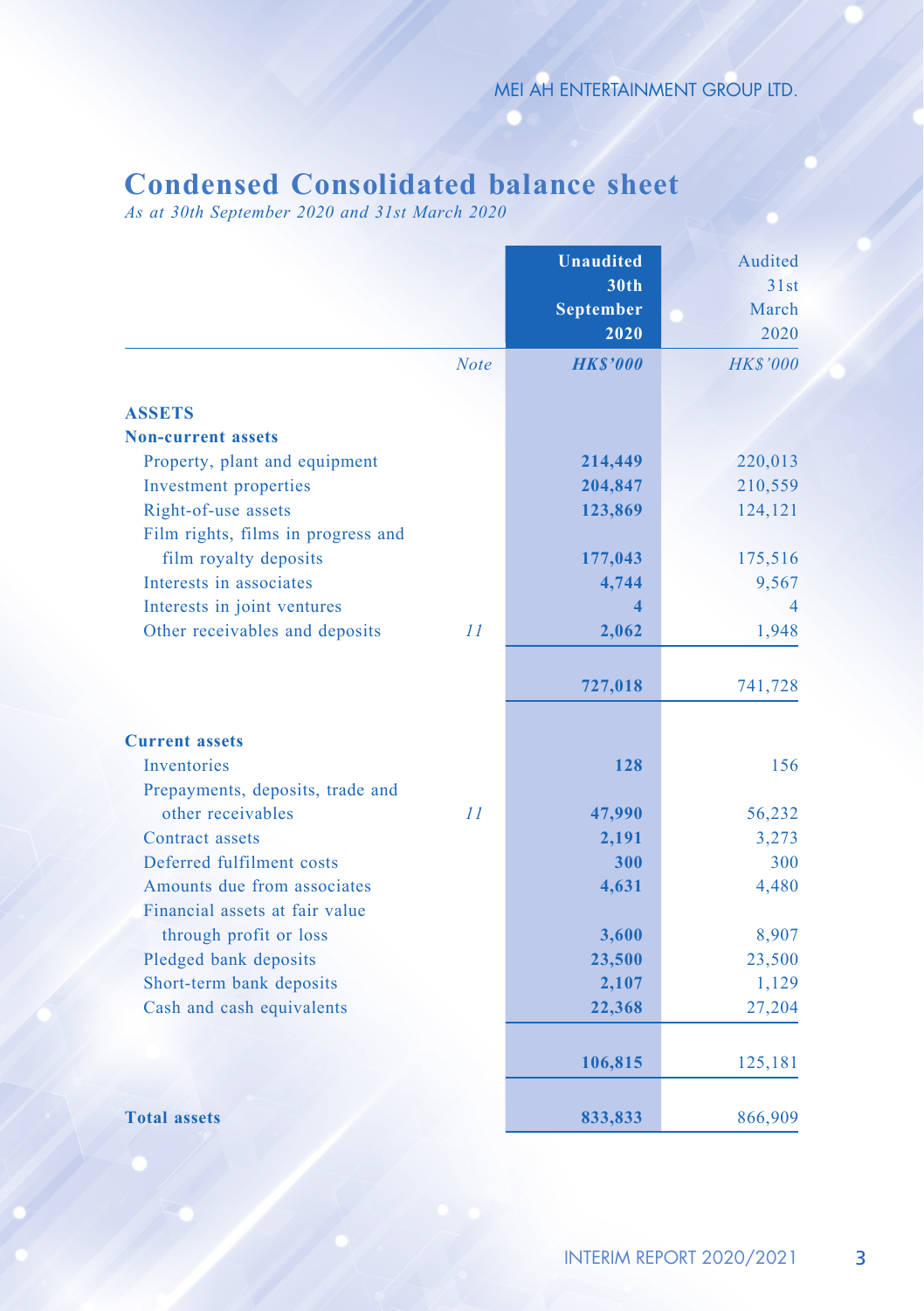# Condensed Consolidated balance sheet

*As at 30th September 2020 and 31st March 2020*

| | Note | Unaudited 30th September 2020 | Audited 31st March 2020 |
|---|---|---|---|
| | | *HK$'000* | *HK$'000* |
| **ASSETS** | | | |
| **Non-current assets** | | | |
| Property, plant and equipment | | **214,449** | 220,013 |
| Investment properties | | **204,847** | 210,559 |
| Right-of-use assets | | **123,869** | 124,121 |
| Film rights, films in progress and film royalty deposits | | **177,043** | 175,516 |
| Interests in associates | | **4,744** | 9,567 |
| Interests in joint ventures | | **4** | 4 |
| Other receivables and deposits | *11* | **2,062** | 1,948 |
| | | **727,018** | 741,728 |
| **Current assets** | | | |
| Inventories | | **128** | 156 |
| Prepayments, deposits, trade and other receivables | *11* | **47,990** | 56,232 |
| Contract assets | | **2,191** | 3,273 |
| Deferred fulfilment costs | | **300** | 300 |
| Amounts due from associates | | **4,631** | 4,480 |
| Financial assets at fair value through profit or loss | | **3,600** | 8,907 |
| Pledged bank deposits | | **23,500** | 23,500 |
| Short-term bank deposits | | **2,107** | 1,129 |
| Cash and cash equivalents | | **22,368** | 27,204 |
| | | **106,815** | 125,181 |
| **Total assets** | | **833,833** | 866,909 |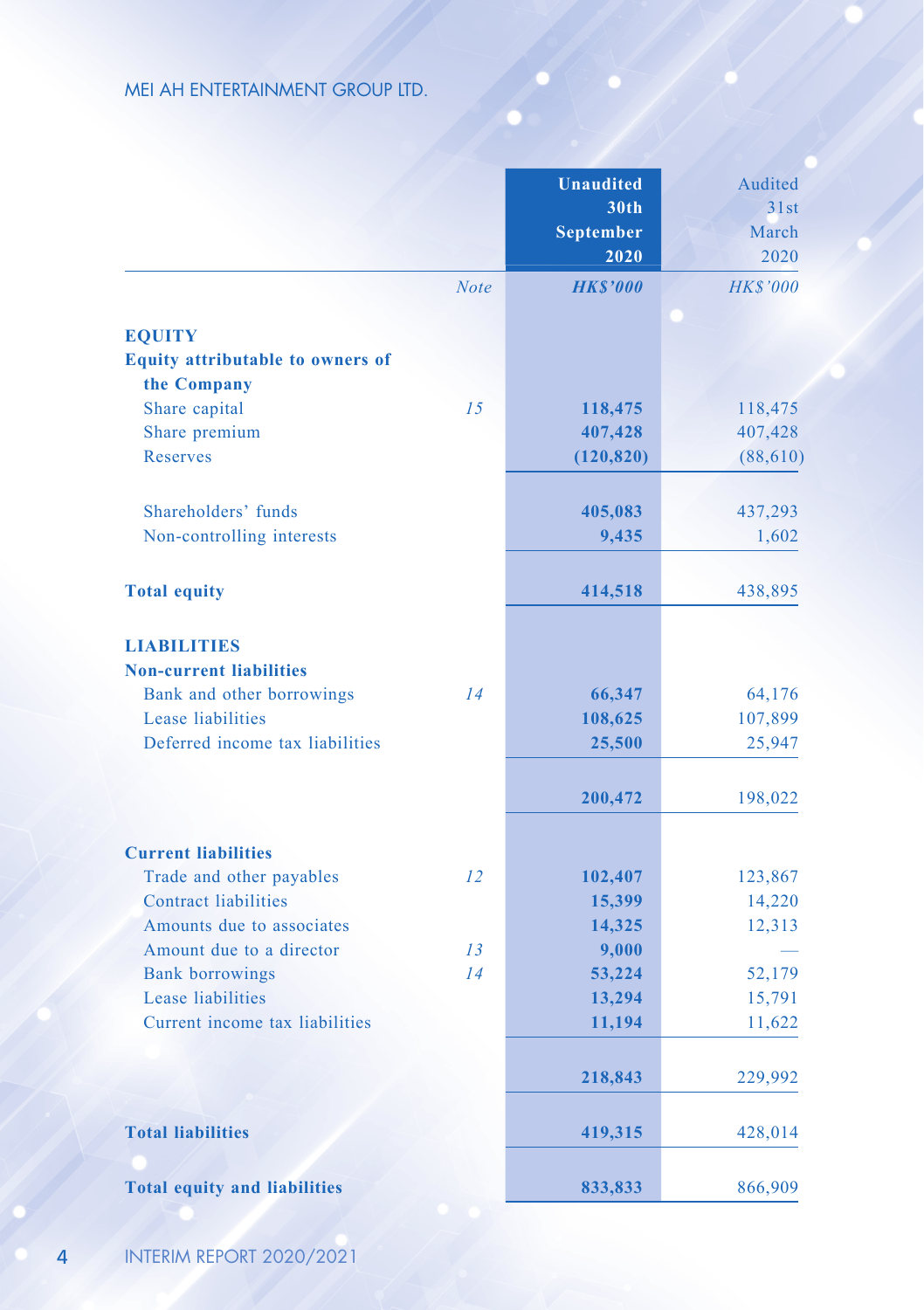| | Note | Unaudited 30th September 2020 HK$'000 | Audited 31st March 2020 HK$'000 |
|---|---|---|---|
| **EQUITY** | | | |
| **Equity attributable to owners of the Company** | | | |
| Share capital | 15 | 118,475 | 118,475 |
| Share premium | | 407,428 | 407,428 |
| Reserves | | (120,820) | (88,610) |
| Shareholders' funds | | 405,083 | 437,293 |
| Non-controlling interests | | 9,435 | 1,602 |
| **Total equity** | | 414,518 | 438,895 |
| **LIABILITIES** | | | |
| **Non-current liabilities** | | | |
| Bank and other borrowings | 14 | 66,347 | 64,176 |
| Lease liabilities | | 108,625 | 107,899 |
| Deferred income tax liabilities | | 25,500 | 25,947 |
| | | 200,472 | 198,022 |
| **Current liabilities** | | | |
| Trade and other payables | 12 | 102,407 | 123,867 |
| Contract liabilities | | 15,399 | 14,220 |
| Amounts due to associates | | 14,325 | 12,313 |
| Amount due to a director | 13 | 9,000 | — |
| Bank borrowings | 14 | 53,224 | 52,179 |
| Lease liabilities | | 13,294 | 15,791 |
| Current income tax liabilities | | 11,194 | 11,622 |
| | | 218,843 | 229,992 |
| **Total liabilities** | | 419,315 | 428,014 |
| **Total equity and liabilities** | | 833,833 | 866,909 |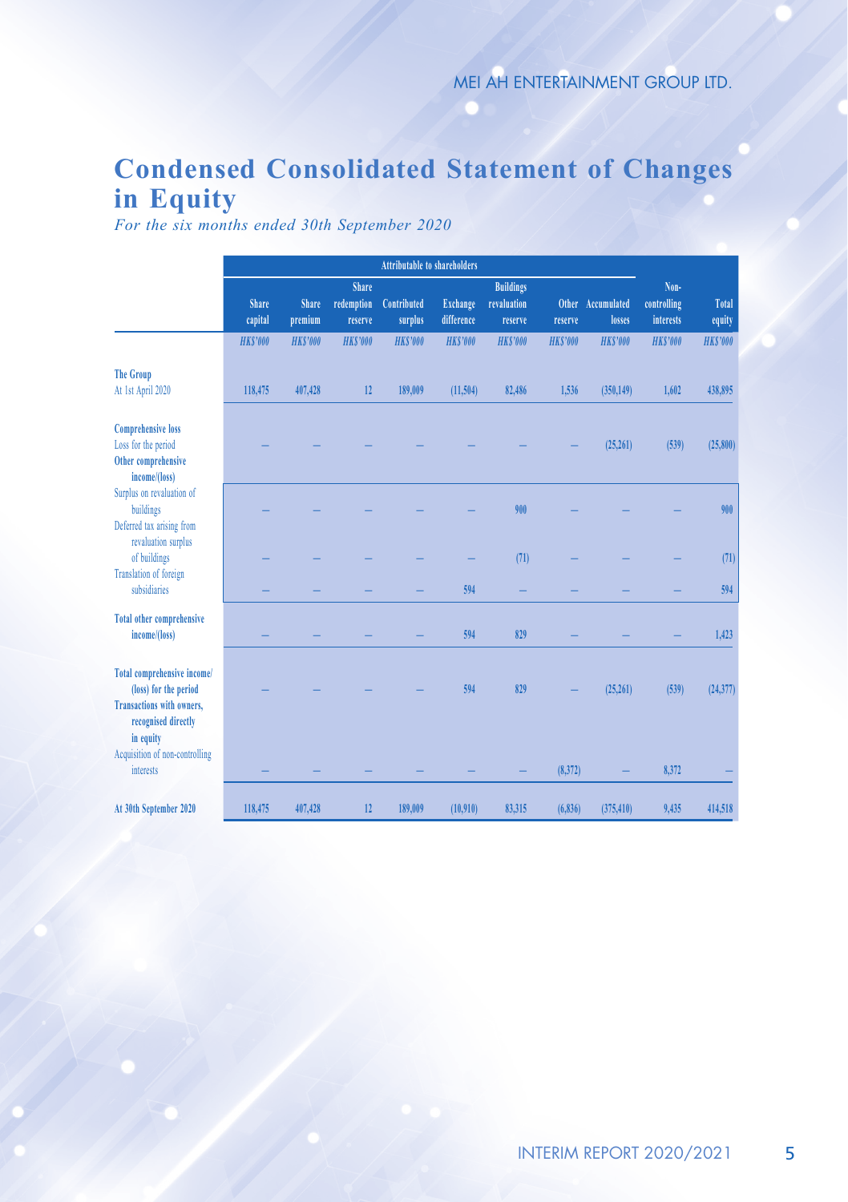# Condensed Consolidated Statement of Changes in Equity

*For the six months ended 30th September 2020*

| | Attributable to shareholders | | | | | | | | | |
|---|---|---|---|---|---|---|---|---|---|---|
| | Share capital | Share premium | Share redemption reserve | Contributed surplus | Exchange difference | Buildings revaluation reserve | Other reserve | Accumulated losses | Non-controlling interests | Total equity |
| | *HK$'000* | *HK$'000* | *HK$'000* | *HK$'000* | *HK$'000* | *HK$'000* | *HK$'000* | *HK$'000* | *HK$'000* | *HK$'000* |
| **The Group** | | | | | | | | | | |
| At 1st April 2020 | 118,475 | 407,428 | 12 | 189,009 | (11,504) | 82,486 | 1,536 | (350,149) | 1,602 | 438,895 |
| **Comprehensive loss** | | | | | | | | | | |
| Loss for the period | – | – | – | – | – | – | – | (25,261) | (539) | (25,800) |
| **Other comprehensive income/(loss)** | | | | | | | | | | |
| Surplus on revaluation of buildings | – | – | – | – | – | 900 | – | – | – | 900 |
| Deferred tax arising from revaluation surplus of buildings | – | – | – | – | – | (71) | – | – | – | (71) |
| Translation of foreign subsidiaries | – | – | – | – | 594 | – | – | – | – | 594 |
| **Total other comprehensive income/(loss)** | – | – | – | – | 594 | 829 | – | – | – | 1,423 |
| **Total comprehensive income/(loss) for the period** | – | – | – | – | 594 | 829 | – | (25,261) | (539) | (24,377) |
| **Transactions with owners, recognised directly in equity** | | | | | | | | | | |
| Acquisition of non-controlling interests | – | – | – | – | – | – | (8,372) | – | 8,372 | – |
| **At 30th September 2020** | 118,475 | 407,428 | 12 | 189,009 | (10,910) | 83,315 | (6,836) | (375,410) | 9,435 | 414,518 |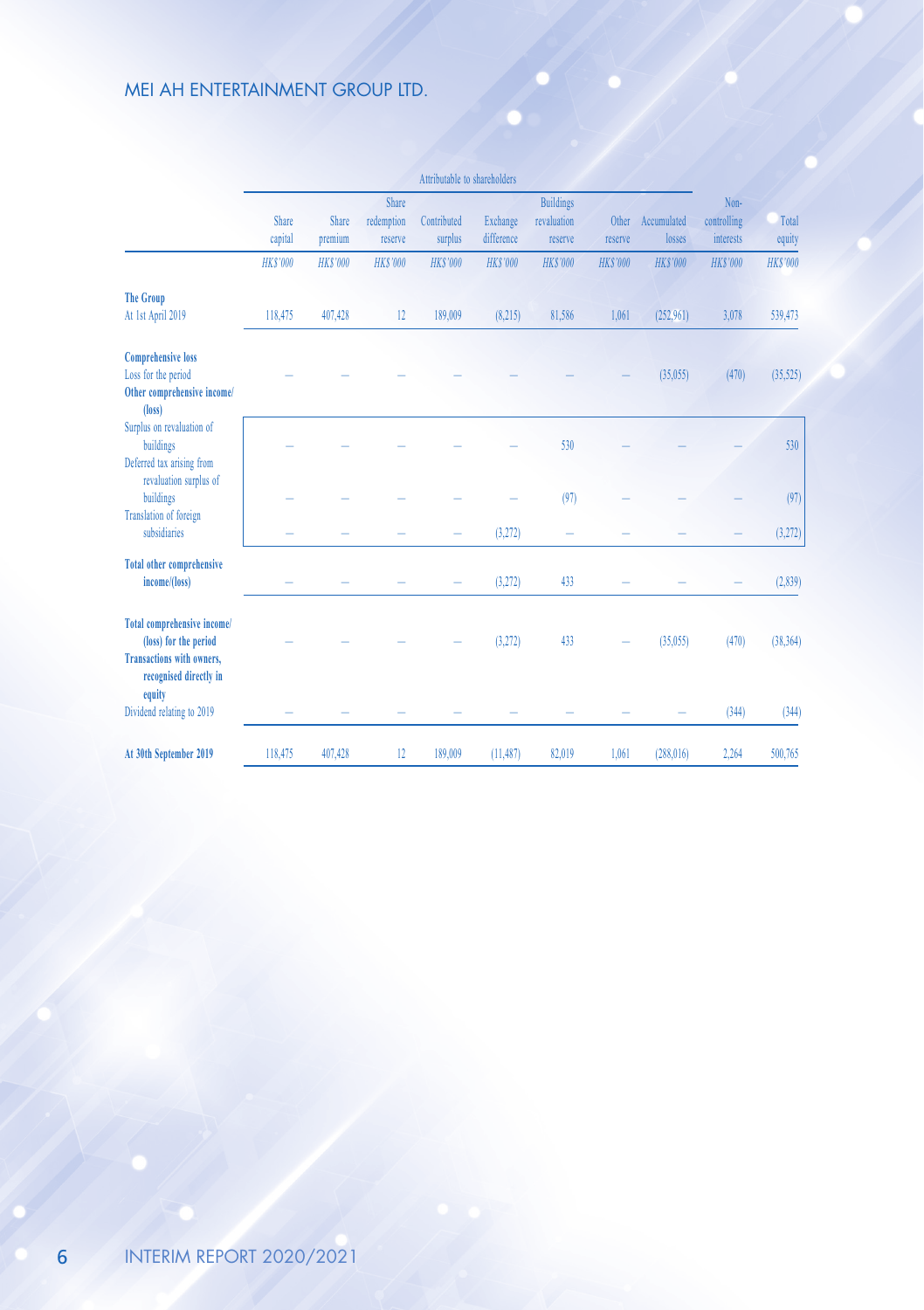| | Attributable to shareholders | | | | | | | | | |
|---|---|---|---|---|---|---|---|---|---|---|
| | Share capital | Share premium | Share redemption reserve | Contributed surplus | Exchange difference | Buildings revaluation reserve | Other reserve | Accumulated losses | Non-controlling interests | Total equity |
| | *HK$'000* | *HK$'000* | *HK$'000* | *HK$'000* | *HK$'000* | *HK$'000* | *HK$'000* | *HK$'000* | *HK$'000* | *HK$'000* |
| **The Group** | | | | | | | | | | |
| At 1st April 2019 | 118,475 | 407,428 | 12 | 189,009 | (8,215) | 81,586 | 1,061 | (252,961) | 3,078 | 539,473 |
| **Comprehensive loss** | | | | | | | | | | |
| Loss for the period | – | – | – | – | – | – | – | (35,055) | (470) | (35,525) |
| **Other comprehensive income/(loss)** | | | | | | | | | | |
| Surplus on revaluation of buildings | – | – | – | – | – | 530 | – | – | – | 530 |
| Deferred tax arising from revaluation surplus of buildings | – | – | – | – | – | (97) | – | – | – | (97) |
| Translation of foreign subsidiaries | – | – | – | – | (3,272) | – | – | – | – | (3,272) |
| **Total other comprehensive income/(loss)** | – | – | – | – | (3,272) | 433 | – | – | – | (2,839) |
| **Total comprehensive income/(loss) for the period** | – | – | – | – | (3,272) | 433 | – | (35,055) | (470) | (38,364) |
| **Transactions with owners, recognised directly in equity** | | | | | | | | | | |
| Dividend relating to 2019 | – | – | – | – | – | – | – | – | (344) | (344) |
| **At 30th September 2019** | 118,475 | 407,428 | 12 | 189,009 | (11,487) | 82,019 | 1,061 | (288,016) | 2,264 | 500,765 |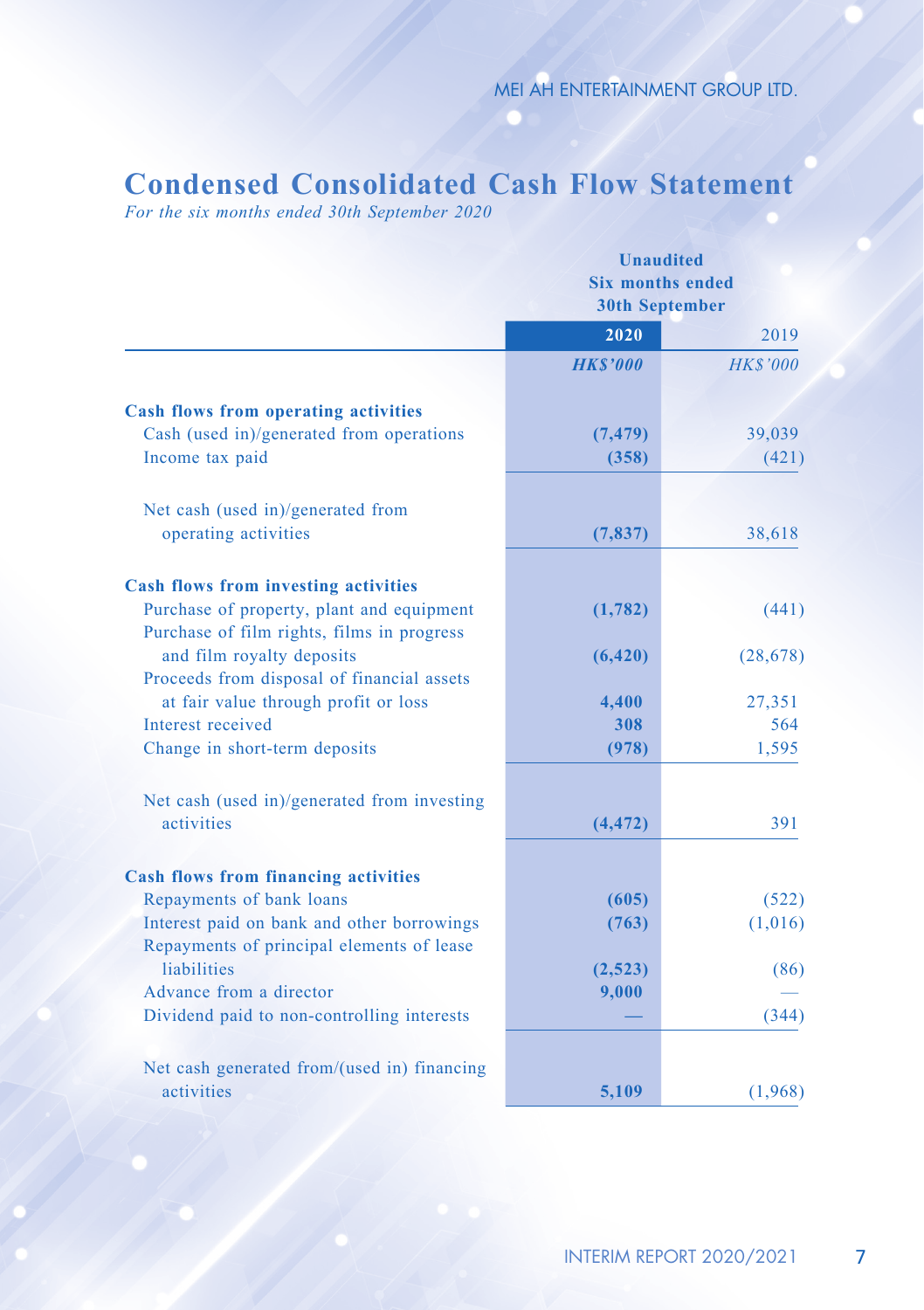# Condensed Consolidated Cash Flow Statement

*For the six months ended 30th September 2020*

| | Unaudited Six months ended 30th September | |
|---|---|---|
| | **2020** | 2019 |
| | ***HK$'000*** | *HK$'000* |
| **Cash flows from operating activities** | | |
| Cash (used in)/generated from operations | **(7,479)** | 39,039 |
| Income tax paid | **(358)** | (421) |
| Net cash (used in)/generated from operating activities | **(7,837)** | 38,618 |
| **Cash flows from investing activities** | | |
| Purchase of property, plant and equipment | **(1,782)** | (441) |
| Purchase of film rights, films in progress and film royalty deposits | **(6,420)** | (28,678) |
| Proceeds from disposal of financial assets at fair value through profit or loss | **4,400** | 27,351 |
| Interest received | **308** | 564 |
| Change in short-term deposits | **(978)** | 1,595 |
| Net cash (used in)/generated from investing activities | **(4,472)** | 391 |
| **Cash flows from financing activities** | | |
| Repayments of bank loans | **(605)** | (522) |
| Interest paid on bank and other borrowings | **(763)** | (1,016) |
| Repayments of principal elements of lease liabilities | **(2,523)** | (86) |
| Advance from a director | **9,000** | — |
| Dividend paid to non-controlling interests | **—** | (344) |
| Net cash generated from/(used in) financing activities | **5,109** | (1,968) |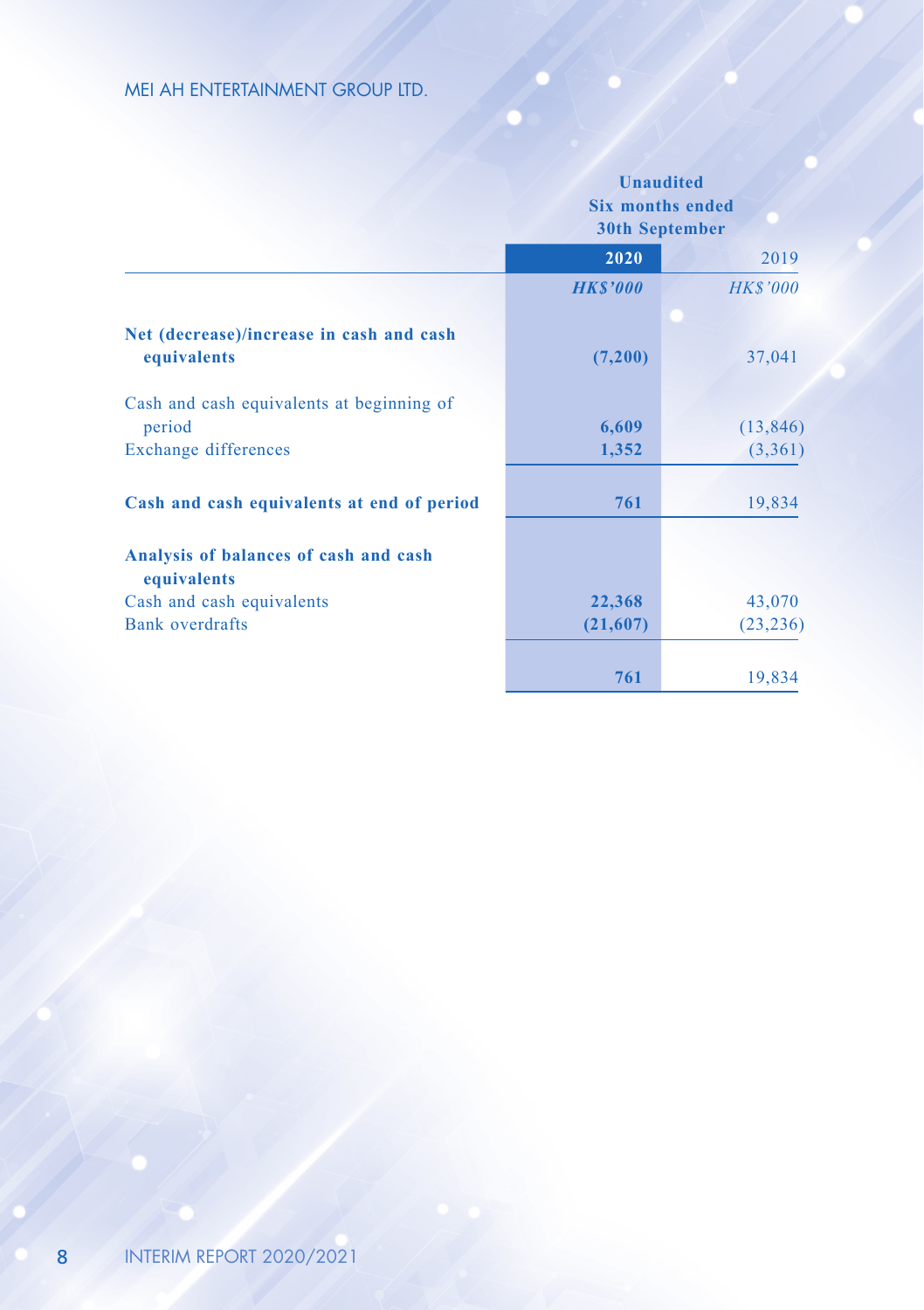| | Unaudited Six months ended 30th September | |
|---|---|---|
| | **2020** | 2019 |
| | ***HK$'000*** | *HK$'000* |
| **Net (decrease)/increase in cash and cash equivalents** | **(7,200)** | 37,041 |
| Cash and cash equivalents at beginning of period | **6,609** | (13,846) |
| Exchange differences | **1,352** | (3,361) |
| **Cash and cash equivalents at end of period** | **761** | 19,834 |
| **Analysis of balances of cash and cash equivalents** | | |
| Cash and cash equivalents | **22,368** | 43,070 |
| Bank overdrafts | **(21,607)** | (23,236) |
| | **761** | 19,834 |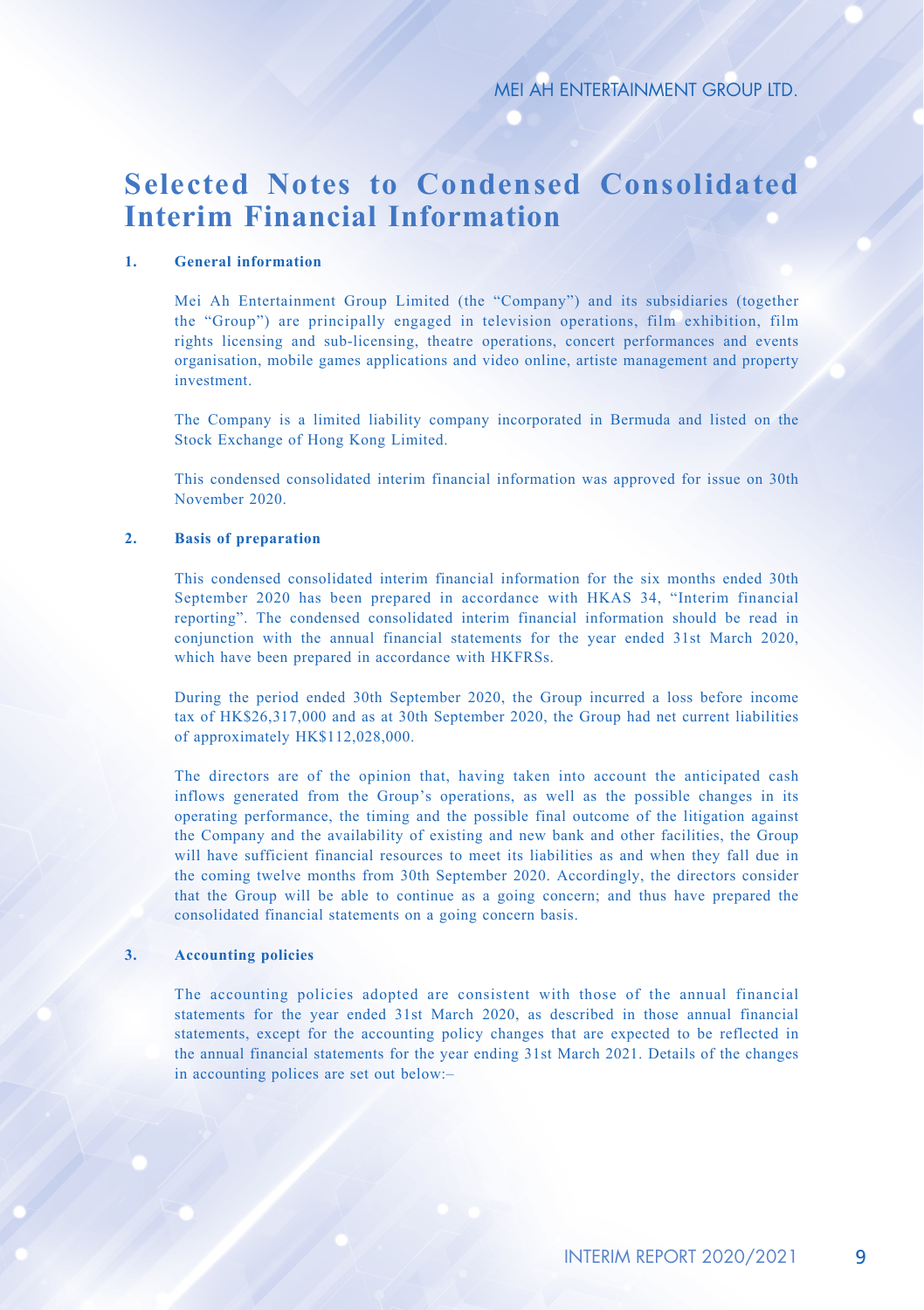# Selected Notes to Condensed Consolidated Interim Financial Information

## 1. General information

Mei Ah Entertainment Group Limited (the "Company") and its subsidiaries (together the "Group") are principally engaged in television operations, film exhibition, film rights licensing and sub-licensing, theatre operations, concert performances and events organisation, mobile games applications and video online, artiste management and property investment.

The Company is a limited liability company incorporated in Bermuda and listed on the Stock Exchange of Hong Kong Limited.

This condensed consolidated interim financial information was approved for issue on 30th November 2020.

## 2. Basis of preparation

This condensed consolidated interim financial information for the six months ended 30th September 2020 has been prepared in accordance with HKAS 34, "Interim financial reporting". The condensed consolidated interim financial information should be read in conjunction with the annual financial statements for the year ended 31st March 2020, which have been prepared in accordance with HKFRSs.

During the period ended 30th September 2020, the Group incurred a loss before income tax of HK$26,317,000 and as at 30th September 2020, the Group had net current liabilities of approximately HK$112,028,000.

The directors are of the opinion that, having taken into account the anticipated cash inflows generated from the Group's operations, as well as the possible changes in its operating performance, the timing and the possible final outcome of the litigation against the Company and the availability of existing and new bank and other facilities, the Group will have sufficient financial resources to meet its liabilities as and when they fall due in the coming twelve months from 30th September 2020. Accordingly, the directors consider that the Group will be able to continue as a going concern; and thus have prepared the consolidated financial statements on a going concern basis.

## 3. Accounting policies

The accounting policies adopted are consistent with those of the annual financial statements for the year ended 31st March 2020, as described in those annual financial statements, except for the accounting policy changes that are expected to be reflected in the annual financial statements for the year ending 31st March 2021. Details of the changes in accounting polices are set out below:–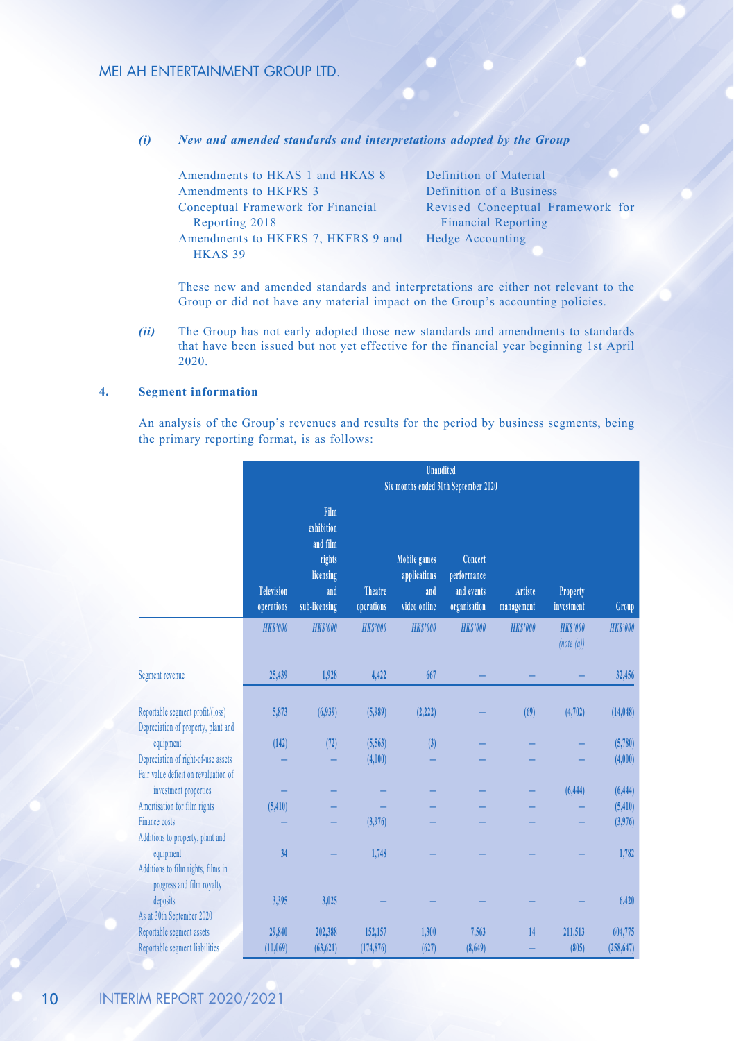*(i)* ***New and amended standards and interpretations adopted by the Group***

| | |
|---|---|
| Amendments to HKAS 1 and HKAS 8 | Definition of Material |
| Amendments to HKFRS 3 | Definition of a Business |
| Conceptual Framework for Financial Reporting 2018 | Revised Conceptual Framework for Financial Reporting |
| Amendments to HKFRS 7, HKFRS 9 and HKAS 39 | Hedge Accounting |

These new and amended standards and interpretations are either not relevant to the Group or did not have any material impact on the Group's accounting policies.

*(ii)* The Group has not early adopted those new standards and amendments to standards that have been issued but not yet effective for the financial year beginning 1st April 2020.

## 4. Segment information

An analysis of the Group's revenues and results for the period by business segments, being the primary reporting format, is as follows:

| | Unaudited Six months ended 30th September 2020 | | | | | | | |
|---|---|---|---|---|---|---|---|---|
| | Television operations | Film exhibition and film rights licensing and sub-licensing | Theatre operations | Mobile games applications and video online | Concert performance and events organisation | Artiste management | Property investment | Group |
| | *HK$'000* | *HK$'000* | *HK$'000* | *HK$'000* | *HK$'000* | *HK$'000* | *HK$'000* *(note (a))* | *HK$'000* |
| Segment revenue | 25,439 | 1,928 | 4,422 | 667 | – | – | – | 32,456 |
| Reportable segment profit/(loss) | 5,873 | (6,939) | (5,989) | (2,222) | – | (69) | (4,702) | (14,048) |
| Depreciation of property, plant and equipment | (142) | (72) | (5,563) | (3) | – | – | – | (5,780) |
| Depreciation of right-of-use assets | – | – | (4,000) | – | – | – | – | (4,000) |
| Fair value deficit on revaluation of investment properties | – | – | – | – | – | – | (6,444) | (6,444) |
| Amortisation for film rights | (5,410) | – | – | – | – | – | – | (5,410) |
| Finance costs | – | – | (3,976) | – | – | – | – | (3,976) |
| Additions to property, plant and equipment | 34 | – | 1,748 | – | – | – | – | 1,782 |
| Additions to film rights, films in progress and film royalty deposits | 3,395 | 3,025 | – | – | – | – | – | 6,420 |
| As at 30th September 2020 | | | | | | | | |
| Reportable segment assets | 29,840 | 202,388 | 152,157 | 1,300 | 7,563 | 14 | 211,513 | 604,775 |
| Reportable segment liabilities | (10,069) | (63,621) | (174,876) | (627) | (8,649) | – | (805) | (258,647) |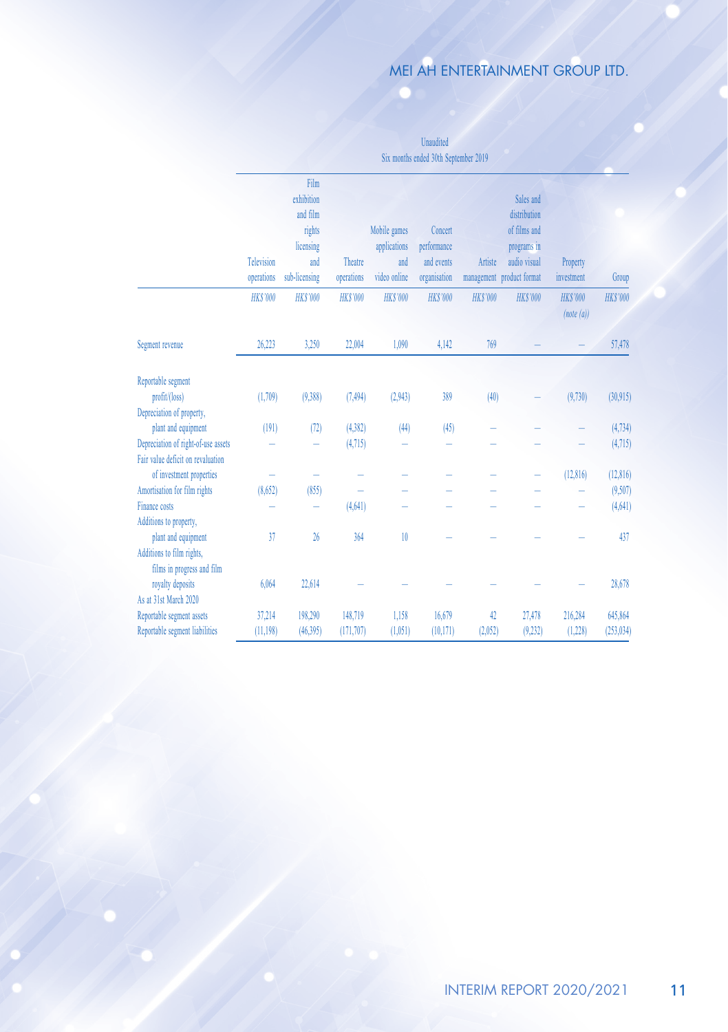| | Unaudited Six months ended 30th September 2019 | | | | | | | | |
|---|---|---|---|---|---|---|---|---|---|
| | Television operations | Film exhibition and film rights licensing and sub-licensing | Theatre operations | Mobile games applications and video online | Concert performance and events organisation | Artiste management | Sales and distribution of films and programs in audio visual product format | Property investment | Group |
| | *HK$'000* | *HK$'000* | *HK$'000* | *HK$'000* | *HK$'000* | *HK$'000* | *HK$'000* | *HK$'000* *(note (a))* | *HK$'000* |
| Segment revenue | 26,223 | 3,250 | 22,004 | 1,090 | 4,142 | 769 | – | – | 57,478 |
| Reportable segment profit/(loss) | (1,709) | (9,388) | (7,494) | (2,943) | 389 | (40) | – | (9,730) | (30,915) |
| Depreciation of property, plant and equipment | (191) | (72) | (4,382) | (44) | (45) | – | – | – | (4,734) |
| Depreciation of right-of-use assets | – | – | (4,715) | – | – | – | – | – | (4,715) |
| Fair value deficit on revaluation of investment properties | – | – | – | – | – | – | – | (12,816) | (12,816) |
| Amortisation for film rights | (8,652) | (855) | – | – | – | – | – | – | (9,507) |
| Finance costs | – | – | (4,641) | – | – | – | – | – | (4,641) |
| Additions to property, plant and equipment | 37 | 26 | 364 | 10 | – | – | – | – | 437 |
| Additions to film rights, films in progress and film royalty deposits | 6,064 | 22,614 | – | – | – | – | – | – | 28,678 |
| As at 31st March 2020 | | | | | | | | | |
| Reportable segment assets | 37,214 | 198,290 | 148,719 | 1,158 | 16,679 | 42 | 27,478 | 216,284 | 645,864 |
| Reportable segment liabilities | (11,198) | (46,395) | (171,707) | (1,051) | (10,171) | (2,052) | (9,232) | (1,228) | (253,034) |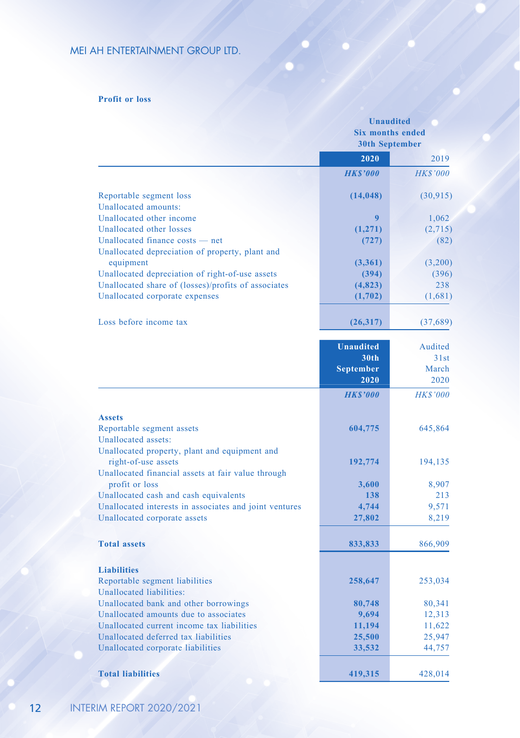**Profit or loss**

| | Unaudited Six months ended 30th September | |
|---|---|---|
| | **2020** | 2019 |
| | ***HK$'000*** | *HK$'000* |
| Reportable segment loss | **(14,048)** | (30,915) |
| Unallocated amounts: | | |
| Unallocated other income | **9** | 1,062 |
| Unallocated other losses | **(1,271)** | (2,715) |
| Unallocated finance costs — net | **(727)** | (82) |
| Unallocated depreciation of property, plant and equipment | **(3,361)** | (3,200) |
| Unallocated depreciation of right-of-use assets | **(394)** | (396) |
| Unallocated share of (losses)/profits of associates | **(4,823)** | 238 |
| Unallocated corporate expenses | **(1,702)** | (1,681) |
| Loss before income tax | **(26,317)** | (37,689) |

| | **Unaudited 30th September 2020** | Audited 31st March 2020 |
|---|---|---|
| | ***HK$'000*** | *HK$'000* |
| **Assets** | | |
| Reportable segment assets | **604,775** | 645,864 |
| Unallocated assets: | | |
| Unallocated property, plant and equipment and right-of-use assets | **192,774** | 194,135 |
| Unallocated financial assets at fair value through profit or loss | **3,600** | 8,907 |
| Unallocated cash and cash equivalents | **138** | 213 |
| Unallocated interests in associates and joint ventures | **4,744** | 9,571 |
| Unallocated corporate assets | **27,802** | 8,219 |
| **Total assets** | **833,833** | 866,909 |
| **Liabilities** | | |
| Reportable segment liabilities | **258,647** | 253,034 |
| Unallocated liabilities: | | |
| Unallocated bank and other borrowings | **80,748** | 80,341 |
| Unallocated amounts due to associates | **9,694** | 12,313 |
| Unallocated current income tax liabilities | **11,194** | 11,622 |
| Unallocated deferred tax liabilities | **25,500** | 25,947 |
| Unallocated corporate liabilities | **33,532** | 44,757 |
| **Total liabilities** | **419,315** | 428,014 |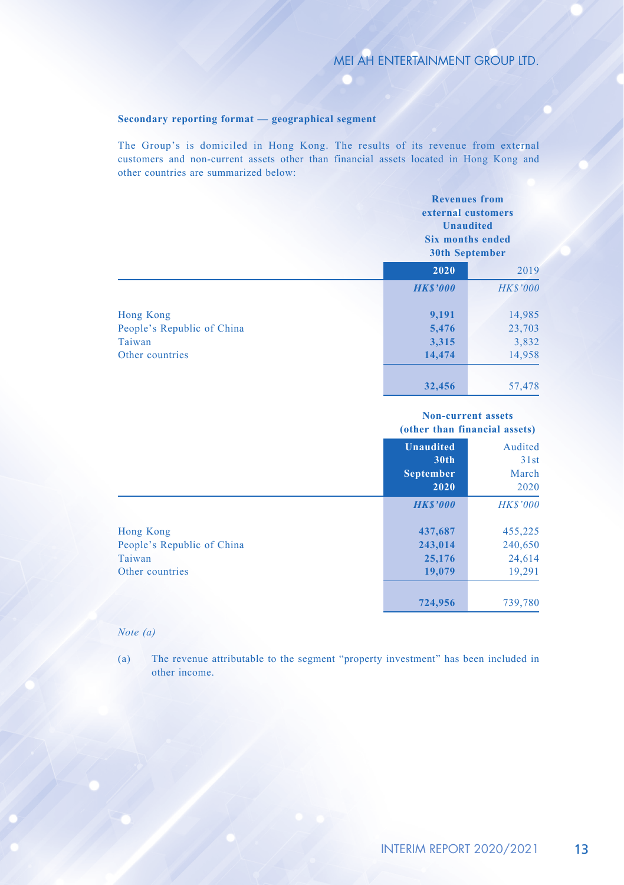**Secondary reporting format — geographical segment**

The Group's is domiciled in Hong Kong. The results of its revenue from external customers and non-current assets other than financial assets located in Hong Kong and other countries are summarized below:

| | Revenues from external customers Unaudited Six months ended 30th September | |
|---|---|---|
| | **2020** | 2019 |
| | ***HK$'000*** | *HK$'000* |
| Hong Kong | **9,191** | 14,985 |
| People's Republic of China | **5,476** | 23,703 |
| Taiwan | **3,315** | 3,832 |
| Other countries | **14,474** | 14,958 |
| | **32,456** | 57,478 |

| | Non-current assets (other than financial assets) | |
|---|---|---|
| | **Unaudited 30th September 2020** | Audited 31st March 2020 |
| | ***HK$'000*** | *HK$'000* |
| Hong Kong | **437,687** | 455,225 |
| People's Republic of China | **243,014** | 240,650 |
| Taiwan | **25,176** | 24,614 |
| Other countries | **19,079** | 19,291 |
| | **724,956** | 739,780 |

*Note (a)*

(a) The revenue attributable to the segment "property investment" has been included in other income.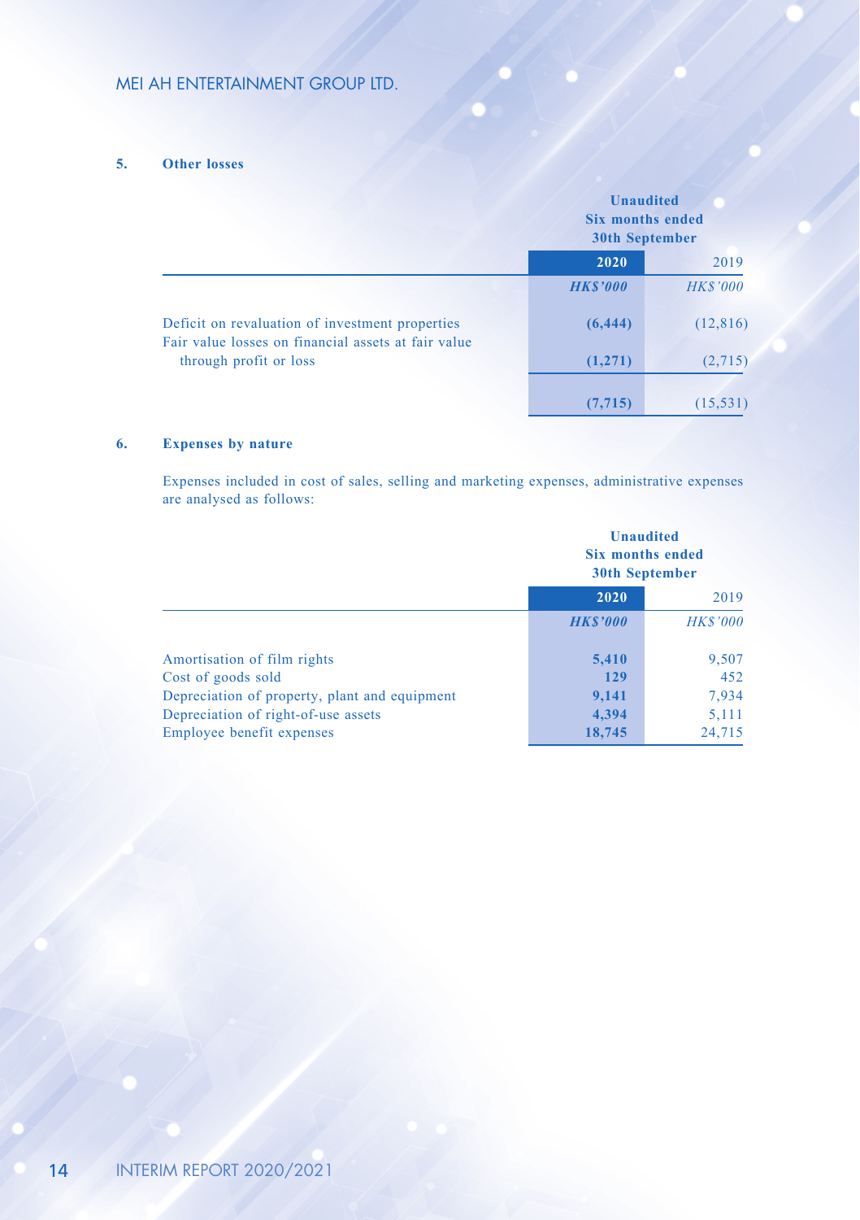## 5. Other losses

| | Unaudited Six months ended 30th September | |
|---|---|---|
| | **2020** | 2019 |
| | ***HK$'000*** | *HK$'000* |
| Deficit on revaluation of investment properties | **(6,444)** | (12,816) |
| Fair value losses on financial assets at fair value through profit or loss | **(1,271)** | (2,715) |
| | **(7,715)** | (15,531) |

## 6. Expenses by nature

Expenses included in cost of sales, selling and marketing expenses, administrative expenses are analysed as follows:

| | Unaudited Six months ended 30th September | |
|---|---|---|
| | **2020** | 2019 |
| | ***HK$'000*** | *HK$'000* |
| Amortisation of film rights | **5,410** | 9,507 |
| Cost of goods sold | **129** | 452 |
| Depreciation of property, plant and equipment | **9,141** | 7,934 |
| Depreciation of right-of-use assets | **4,394** | 5,111 |
| Employee benefit expenses | **18,745** | 24,715 |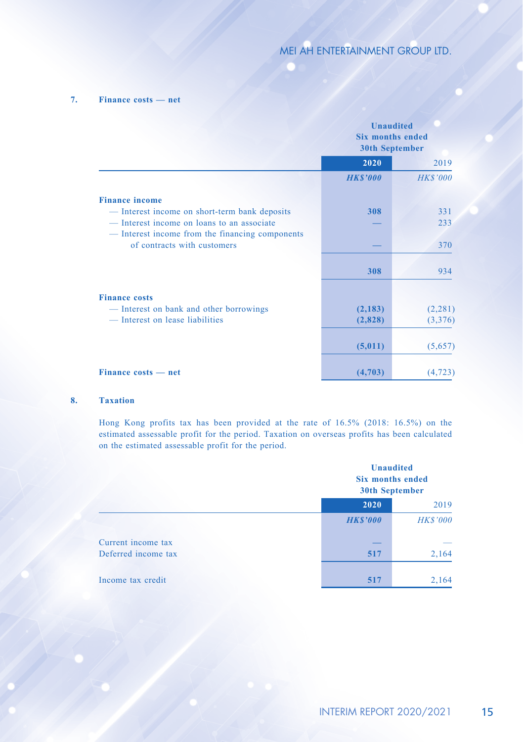### 7. Finance costs — net

| | Unaudited Six months ended 30th September | |
|---|---|---|
| | 2020 | 2019 |
| | *HK$'000* | *HK$'000* |
| **Finance income** | | |
| — Interest income on short-term bank deposits | 308 | 331 |
| — Interest income on loans to an associate | — | 233 |
| — Interest income from the financing components of contracts with customers | — | 370 |
| | 308 | 934 |
| **Finance costs** | | |
| — Interest on bank and other borrowings | (2,183) | (2,281) |
| — Interest on lease liabilities | (2,828) | (3,376) |
| | (5,011) | (5,657) |
| **Finance costs — net** | (4,703) | (4,723) |

### 8. Taxation

Hong Kong profits tax has been provided at the rate of 16.5% (2018: 16.5%) on the estimated assessable profit for the period. Taxation on overseas profits has been calculated on the estimated assessable profit for the period.

| | Unaudited Six months ended 30th September | |
|---|---|---|
| | 2020 | 2019 |
| | *HK$'000* | *HK$'000* |
| Current income tax | — | — |
| Deferred income tax | 517 | 2,164 |
| Income tax credit | 517 | 2,164 |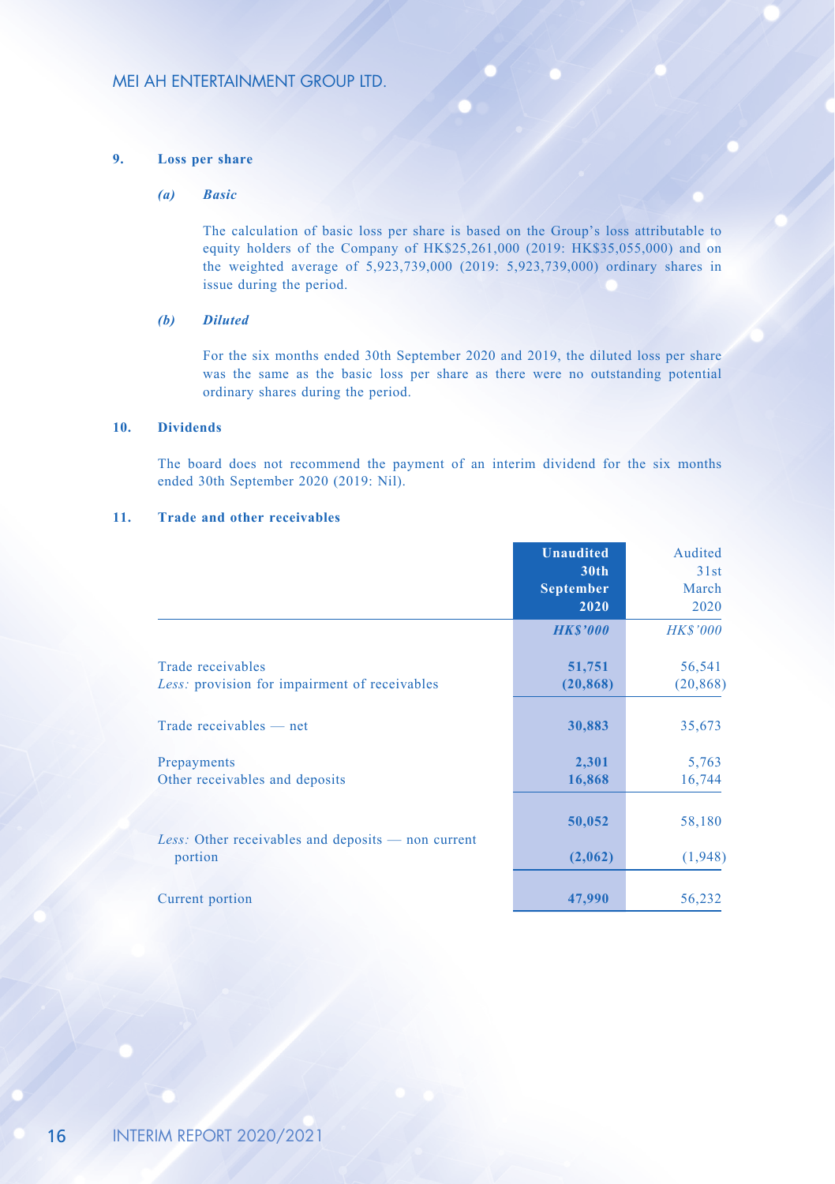## 9. Loss per share

### *(a) Basic*

The calculation of basic loss per share is based on the Group's loss attributable to equity holders of the Company of HK$25,261,000 (2019: HK$35,055,000) and on the weighted average of 5,923,739,000 (2019: 5,923,739,000) ordinary shares in issue during the period.

### *(b) Diluted*

For the six months ended 30th September 2020 and 2019, the diluted loss per share was the same as the basic loss per share as there were no outstanding potential ordinary shares during the period.

## 10. Dividends

The board does not recommend the payment of an interim dividend for the six months ended 30th September 2020 (2019: Nil).

## 11. Trade and other receivables

| | **Unaudited 30th September 2020** | Audited 31st March 2020 |
|---|---|---|
| | ***HK$'000*** | *HK$'000* |
| Trade receivables | **51,751** | 56,541 |
| *Less:* provision for impairment of receivables | **(20,868)** | (20,868) |
| Trade receivables — net | **30,883** | 35,673 |
| Prepayments | **2,301** | 5,763 |
| Other receivables and deposits | **16,868** | 16,744 |
| | **50,052** | 58,180 |
| *Less:* Other receivables and deposits — non current portion | **(2,062)** | (1,948) |
| Current portion | **47,990** | 56,232 |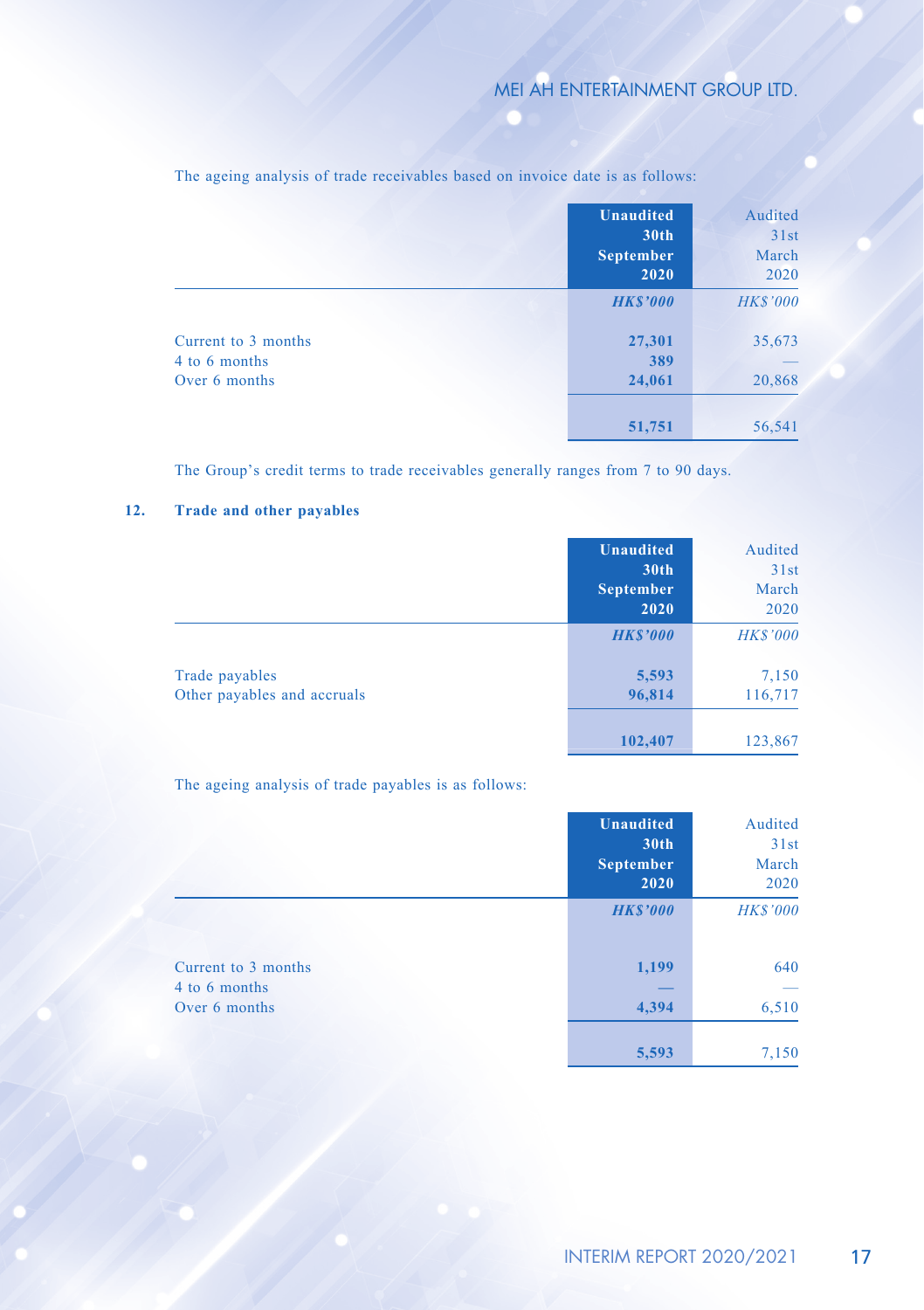The ageing analysis of trade receivables based on invoice date is as follows:

| | **Unaudited 30th September 2020** | Audited 31st March 2020 |
|---|---|---|
| | ***HK$'000*** | *HK$'000* |
| Current to 3 months | **27,301** | 35,673 |
| 4 to 6 months | **389** | — |
| Over 6 months | **24,061** | 20,868 |
| | **51,751** | 56,541 |

The Group's credit terms to trade receivables generally ranges from 7 to 90 days.

## 12. Trade and other payables

| | **Unaudited 30th September 2020** | Audited 31st March 2020 |
|---|---|---|
| | ***HK$'000*** | *HK$'000* |
| Trade payables | **5,593** | 7,150 |
| Other payables and accruals | **96,814** | 116,717 |
| | **102,407** | 123,867 |

The ageing analysis of trade payables is as follows:

| | **Unaudited 30th September 2020** | Audited 31st March 2020 |
|---|---|---|
| | ***HK$'000*** | *HK$'000* |
| Current to 3 months | **1,199** | 640 |
| 4 to 6 months | **—** | — |
| Over 6 months | **4,394** | 6,510 |
| | **5,593** | 7,150 |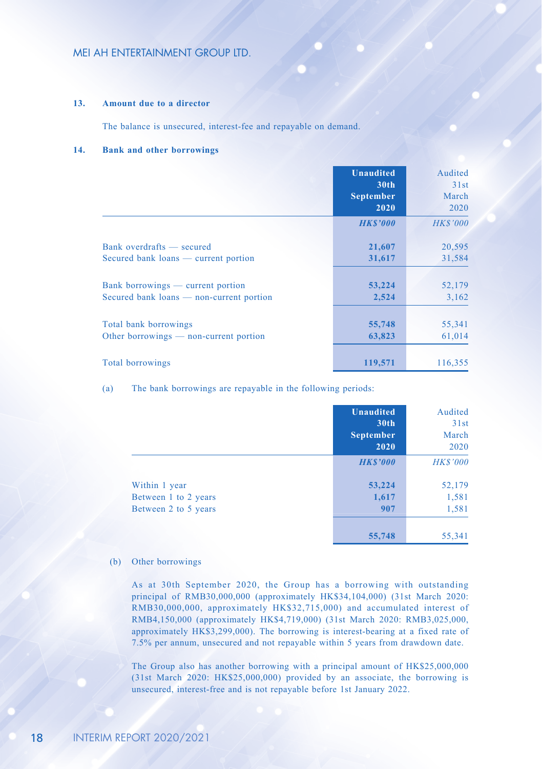### 13. Amount due to a director

The balance is unsecured, interest-fee and repayable on demand.

### 14. Bank and other borrowings

| | **Unaudited 30th September 2020** | Audited 31st March 2020 |
|---|---|---|
| | ***HK$'000*** | *HK$'000* |
| Bank overdrafts — secured | **21,607** | 20,595 |
| Secured bank loans — current portion | **31,617** | 31,584 |
| Bank borrowings — current portion | **53,224** | 52,179 |
| Secured bank loans — non-current portion | **2,524** | 3,162 |
| Total bank borrowings | **55,748** | 55,341 |
| Other borrowings — non-current portion | **63,823** | 61,014 |
| Total borrowings | **119,571** | 116,355 |

(a) The bank borrowings are repayable in the following periods:

| | **Unaudited 30th September 2020** | Audited 31st March 2020 |
|---|---|---|
| | ***HK$'000*** | *HK$'000* |
| Within 1 year | **53,224** | 52,179 |
| Between 1 to 2 years | **1,617** | 1,581 |
| Between 2 to 5 years | **907** | 1,581 |
| | **55,748** | 55,341 |

(b) Other borrowings

As at 30th September 2020, the Group has a borrowing with outstanding principal of RMB30,000,000 (approximately HK$34,104,000) (31st March 2020: RMB30,000,000, approximately HK$32,715,000) and accumulated interest of RMB4,150,000 (approximately HK$4,719,000) (31st March 2020: RMB3,025,000, approximately HK$3,299,000). The borrowing is interest-bearing at a fixed rate of 7.5% per annum, unsecured and not repayable within 5 years from drawdown date.

The Group also has another borrowing with a principal amount of HK$25,000,000 (31st March 2020: HK$25,000,000) provided by an associate, the borrowing is unsecured, interest-free and is not repayable before 1st January 2022.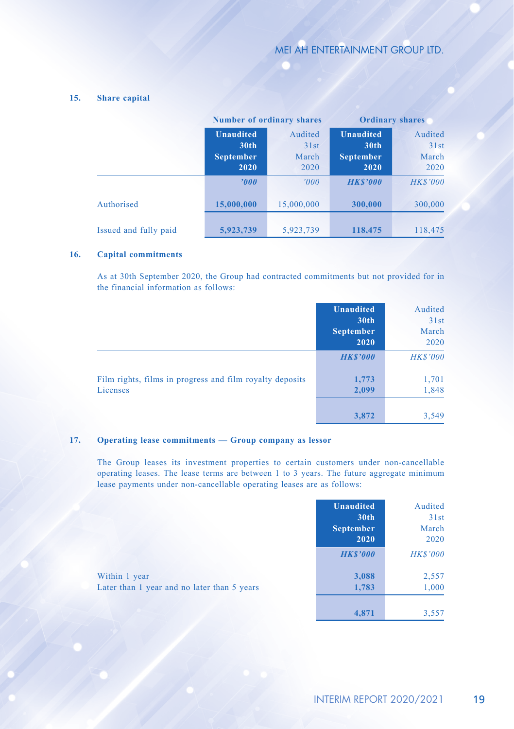## 15. Share capital

| | Number of ordinary shares | | Ordinary shares | |
|---|---|---|---|---|
| | **Unaudited 30th September 2020** | Audited 31st March 2020 | **Unaudited 30th September 2020** | Audited 31st March 2020 |
| | ***'000*** | *'000* | ***HK$'000*** | *HK$'000* |
| Authorised | **15,000,000** | 15,000,000 | **300,000** | 300,000 |
| Issued and fully paid | **5,923,739** | 5,923,739 | **118,475** | 118,475 |

## 16. Capital commitments

As at 30th September 2020, the Group had contracted commitments but not provided for in the financial information as follows:

| | **Unaudited 30th September 2020** | Audited 31st March 2020 |
|---|---|---|
| | ***HK$'000*** | *HK$'000* |
| Film rights, films in progress and film royalty deposits | **1,773** | 1,701 |
| Licenses | **2,099** | 1,848 |
| | **3,872** | 3,549 |

## 17. Operating lease commitments — Group company as lessor

The Group leases its investment properties to certain customers under non-cancellable operating leases. The lease terms are between 1 to 3 years. The future aggregate minimum lease payments under non-cancellable operating leases are as follows:

| | **Unaudited 30th September 2020** | Audited 31st March 2020 |
|---|---|---|
| | ***HK$'000*** | *HK$'000* |
| Within 1 year | **3,088** | 2,557 |
| Later than 1 year and no later than 5 years | **1,783** | 1,000 |
| | **4,871** | 3,557 |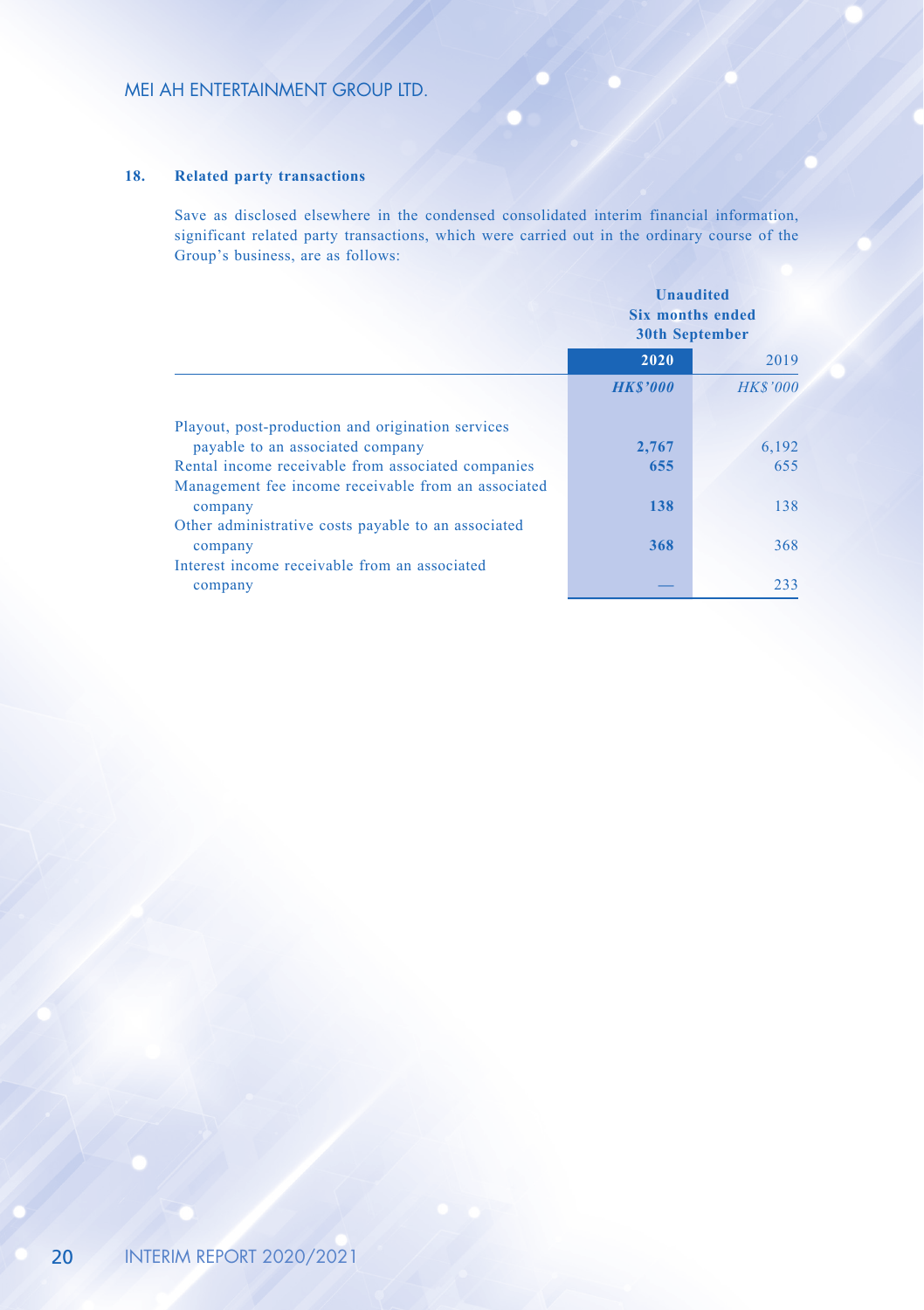### 18. Related party transactions

Save as disclosed elsewhere in the condensed consolidated interim financial information, significant related party transactions, which were carried out in the ordinary course of the Group's business, are as follows:

| | Unaudited Six months ended 30th September | |
|---|---|---|
| | **2020** | 2019 |
| | ***HK$'000*** | *HK$'000* |
| Playout, post-production and origination services payable to an associated company | **2,767** | 6,192 |
| Rental income receivable from associated companies | **655** | 655 |
| Management fee income receivable from an associated company | **138** | 138 |
| Other administrative costs payable to an associated company | **368** | 368 |
| Interest income receivable from an associated company | **—** | 233 |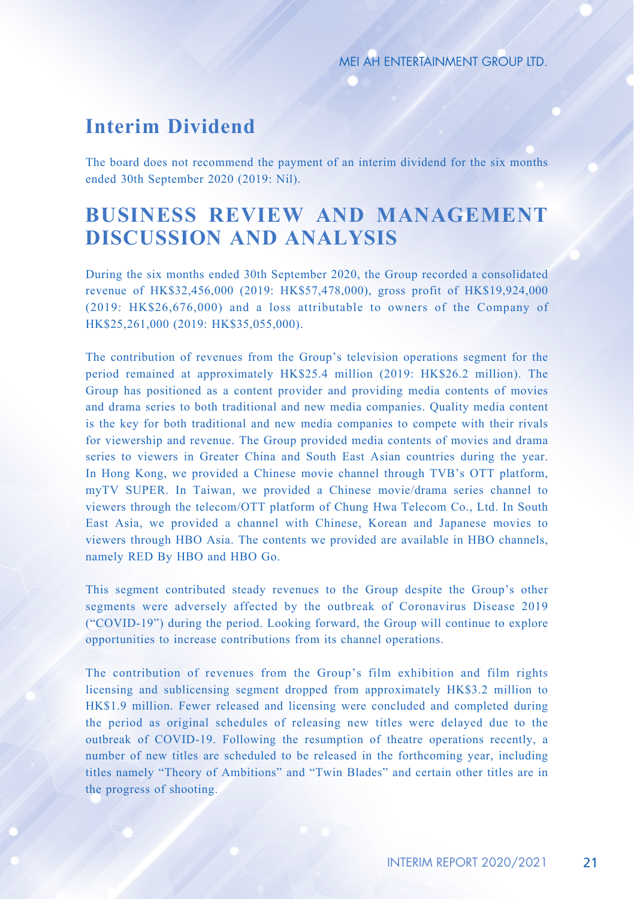## Interim Dividend

The board does not recommend the payment of an interim dividend for the six months ended 30th September 2020 (2019: Nil).

# BUSINESS REVIEW AND MANAGEMENT DISCUSSION AND ANALYSIS

During the six months ended 30th September 2020, the Group recorded a consolidated revenue of HK$32,456,000 (2019: HK$57,478,000), gross profit of HK$19,924,000 (2019: HK$26,676,000) and a loss attributable to owners of the Company of HK$25,261,000 (2019: HK$35,055,000).

The contribution of revenues from the Group's television operations segment for the period remained at approximately HK$25.4 million (2019: HK$26.2 million). The Group has positioned as a content provider and providing media contents of movies and drama series to both traditional and new media companies. Quality media content is the key for both traditional and new media companies to compete with their rivals for viewership and revenue. The Group provided media contents of movies and drama series to viewers in Greater China and South East Asian countries during the year. In Hong Kong, we provided a Chinese movie channel through TVB's OTT platform, myTV SUPER. In Taiwan, we provided a Chinese movie/drama series channel to viewers through the telecom/OTT platform of Chung Hwa Telecom Co., Ltd. In South East Asia, we provided a channel with Chinese, Korean and Japanese movies to viewers through HBO Asia. The contents we provided are available in HBO channels, namely RED By HBO and HBO Go.

This segment contributed steady revenues to the Group despite the Group's other segments were adversely affected by the outbreak of Coronavirus Disease 2019 ("COVID-19") during the period. Looking forward, the Group will continue to explore opportunities to increase contributions from its channel operations.

The contribution of revenues from the Group's film exhibition and film rights licensing and sublicensing segment dropped from approximately HK$3.2 million to HK$1.9 million. Fewer released and licensing were concluded and completed during the period as original schedules of releasing new titles were delayed due to the outbreak of COVID-19. Following the resumption of theatre operations recently, a number of new titles are scheduled to be released in the forthcoming year, including titles namely "Theory of Ambitions" and "Twin Blades" and certain other titles are in the progress of shooting.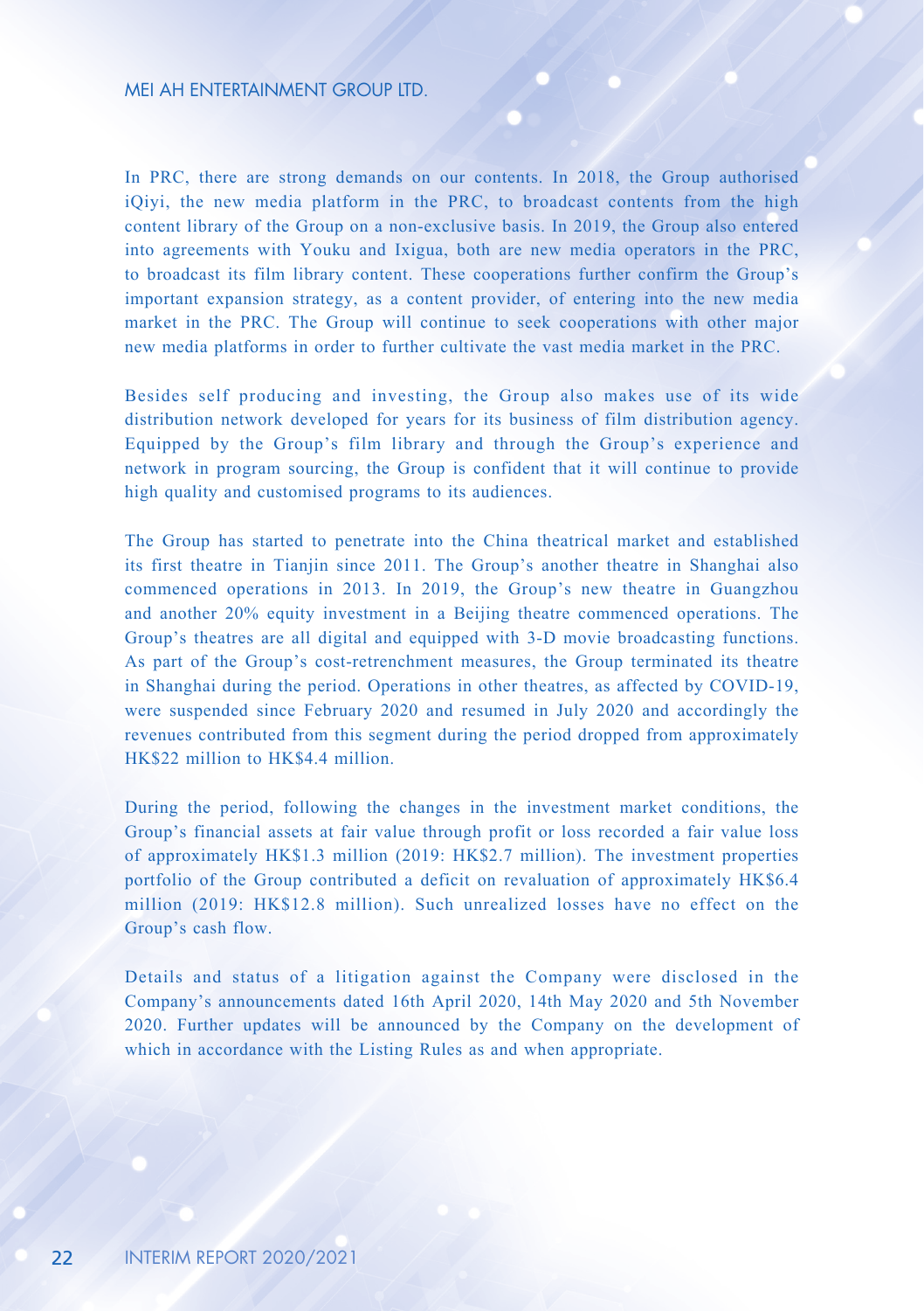In PRC, there are strong demands on our contents. In 2018, the Group authorised iQiyi, the new media platform in the PRC, to broadcast contents from the high content library of the Group on a non-exclusive basis. In 2019, the Group also entered into agreements with Youku and Ixigua, both are new media operators in the PRC, to broadcast its film library content. These cooperations further confirm the Group's important expansion strategy, as a content provider, of entering into the new media market in the PRC. The Group will continue to seek cooperations with other major new media platforms in order to further cultivate the vast media market in the PRC.

Besides self producing and investing, the Group also makes use of its wide distribution network developed for years for its business of film distribution agency. Equipped by the Group's film library and through the Group's experience and network in program sourcing, the Group is confident that it will continue to provide high quality and customised programs to its audiences.

The Group has started to penetrate into the China theatrical market and established its first theatre in Tianjin since 2011. The Group's another theatre in Shanghai also commenced operations in 2013. In 2019, the Group's new theatre in Guangzhou and another 20% equity investment in a Beijing theatre commenced operations. The Group's theatres are all digital and equipped with 3-D movie broadcasting functions. As part of the Group's cost-retrenchment measures, the Group terminated its theatre in Shanghai during the period. Operations in other theatres, as affected by COVID-19, were suspended since February 2020 and resumed in July 2020 and accordingly the revenues contributed from this segment during the period dropped from approximately HK$22 million to HK$4.4 million.

During the period, following the changes in the investment market conditions, the Group's financial assets at fair value through profit or loss recorded a fair value loss of approximately HK$1.3 million (2019: HK$2.7 million). The investment properties portfolio of the Group contributed a deficit on revaluation of approximately HK$6.4 million (2019: HK$12.8 million). Such unrealized losses have no effect on the Group's cash flow.

Details and status of a litigation against the Company were disclosed in the Company's announcements dated 16th April 2020, 14th May 2020 and 5th November 2020. Further updates will be announced by the Company on the development of which in accordance with the Listing Rules as and when appropriate.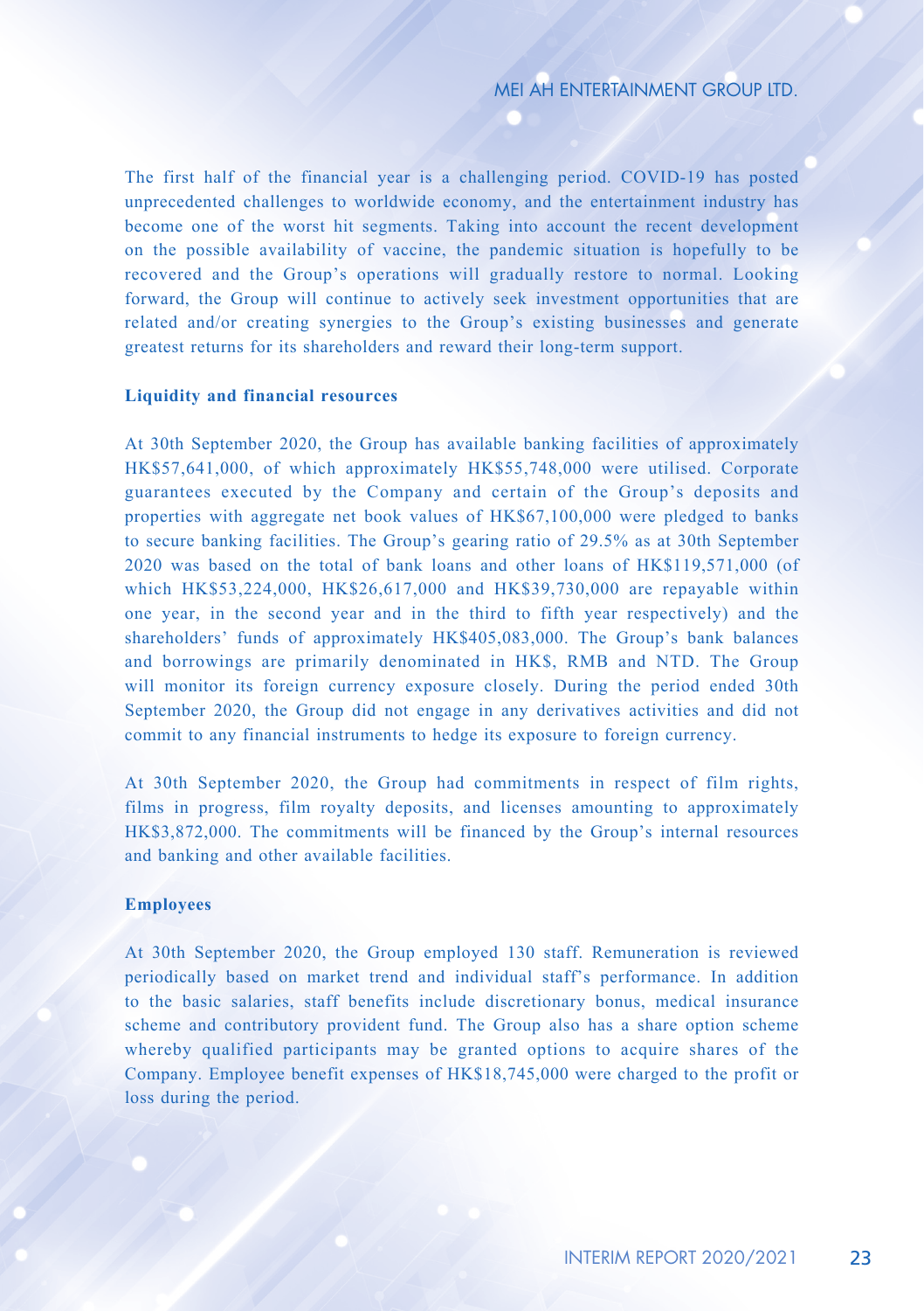The first half of the financial year is a challenging period. COVID-19 has posted unprecedented challenges to worldwide economy, and the entertainment industry has become one of the worst hit segments. Taking into account the recent development on the possible availability of vaccine, the pandemic situation is hopefully to be recovered and the Group's operations will gradually restore to normal. Looking forward, the Group will continue to actively seek investment opportunities that are related and/or creating synergies to the Group's existing businesses and generate greatest returns for its shareholders and reward their long-term support.

**Liquidity and financial resources**

At 30th September 2020, the Group has available banking facilities of approximately HK$57,641,000, of which approximately HK$55,748,000 were utilised. Corporate guarantees executed by the Company and certain of the Group's deposits and properties with aggregate net book values of HK$67,100,000 were pledged to banks to secure banking facilities. The Group's gearing ratio of 29.5% as at 30th September 2020 was based on the total of bank loans and other loans of HK$119,571,000 (of which HK$53,224,000, HK$26,617,000 and HK$39,730,000 are repayable within one year, in the second year and in the third to fifth year respectively) and the shareholders' funds of approximately HK$405,083,000. The Group's bank balances and borrowings are primarily denominated in HK$, RMB and NTD. The Group will monitor its foreign currency exposure closely. During the period ended 30th September 2020, the Group did not engage in any derivatives activities and did not commit to any financial instruments to hedge its exposure to foreign currency.

At 30th September 2020, the Group had commitments in respect of film rights, films in progress, film royalty deposits, and licenses amounting to approximately HK$3,872,000. The commitments will be financed by the Group's internal resources and banking and other available facilities.

**Employees**

At 30th September 2020, the Group employed 130 staff. Remuneration is reviewed periodically based on market trend and individual staff's performance. In addition to the basic salaries, staff benefits include discretionary bonus, medical insurance scheme and contributory provident fund. The Group also has a share option scheme whereby qualified participants may be granted options to acquire shares of the Company. Employee benefit expenses of HK$18,745,000 were charged to the profit or loss during the period.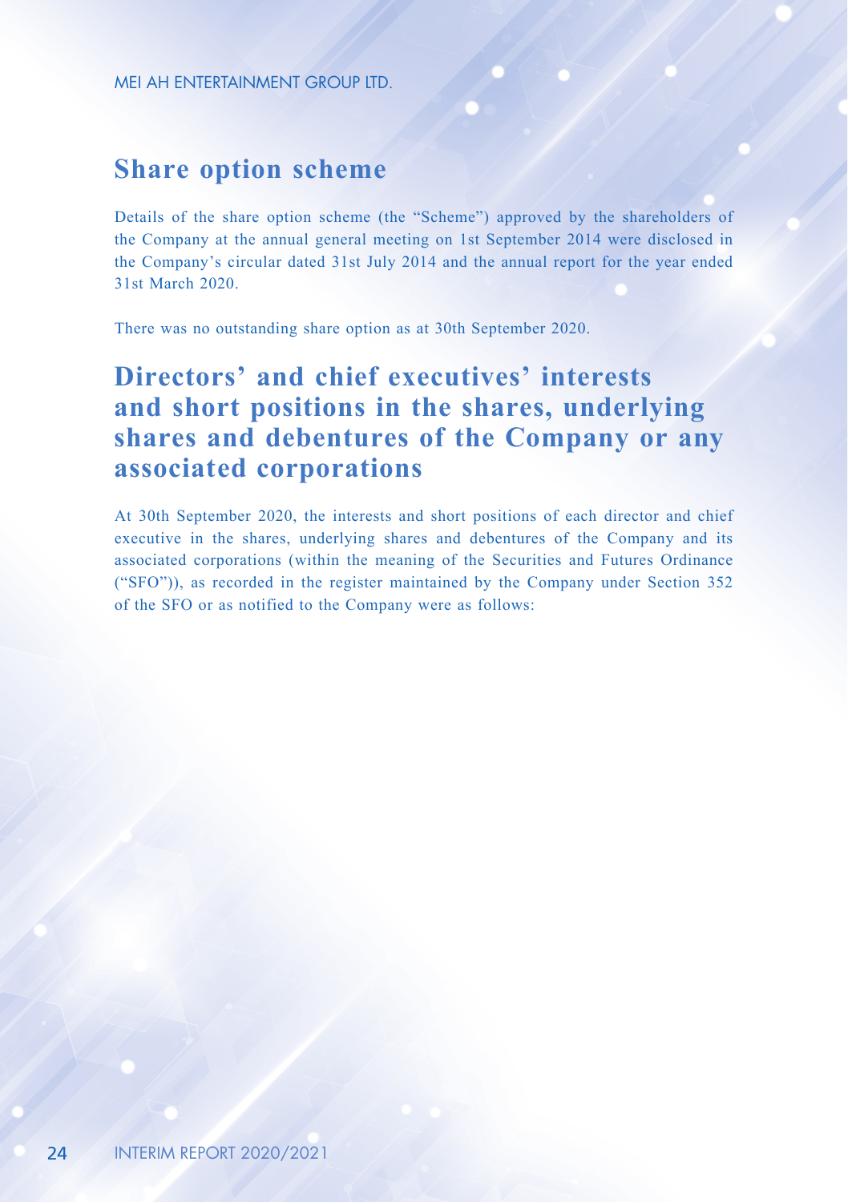## Share option scheme

Details of the share option scheme (the "Scheme") approved by the shareholders of the Company at the annual general meeting on 1st September 2014 were disclosed in the Company's circular dated 31st July 2014 and the annual report for the year ended 31st March 2020.

There was no outstanding share option as at 30th September 2020.

## Directors' and chief executives' interests and short positions in the shares, underlying shares and debentures of the Company or any associated corporations

At 30th September 2020, the interests and short positions of each director and chief executive in the shares, underlying shares and debentures of the Company and its associated corporations (within the meaning of the Securities and Futures Ordinance ("SFO")), as recorded in the register maintained by the Company under Section 352 of the SFO or as notified to the Company were as follows: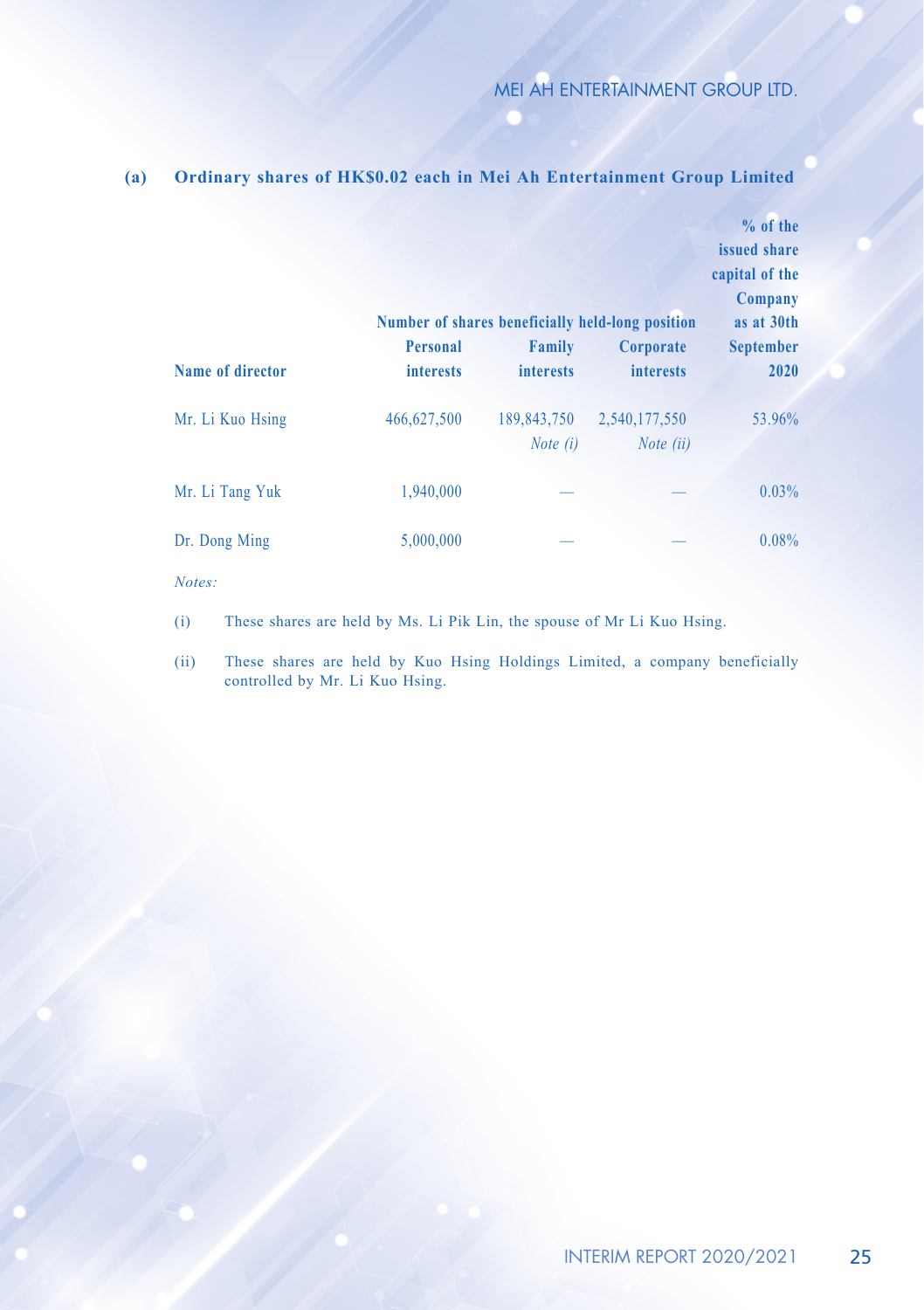**(a) Ordinary shares of HK$0.02 each in Mei Ah Entertainment Group Limited**

| Name of director | Number of shares beneficially held-long position | | | % of the issued share capital of the Company as at 30th September 2020 |
|---|---|---|---|---|
| | Personal interests | Family interests | Corporate interests | |
| Mr. Li Kuo Hsing | 466,627,500 | 189,843,750 *Note (i)* | 2,540,177,550 *Note (ii)* | 53.96% |
| Mr. Li Tang Yuk | 1,940,000 | — | — | 0.03% |
| Dr. Dong Ming | 5,000,000 | — | — | 0.08% |

*Notes:*

(i) These shares are held by Ms. Li Pik Lin, the spouse of Mr Li Kuo Hsing.

(ii) These shares are held by Kuo Hsing Holdings Limited, a company beneficially controlled by Mr. Li Kuo Hsing.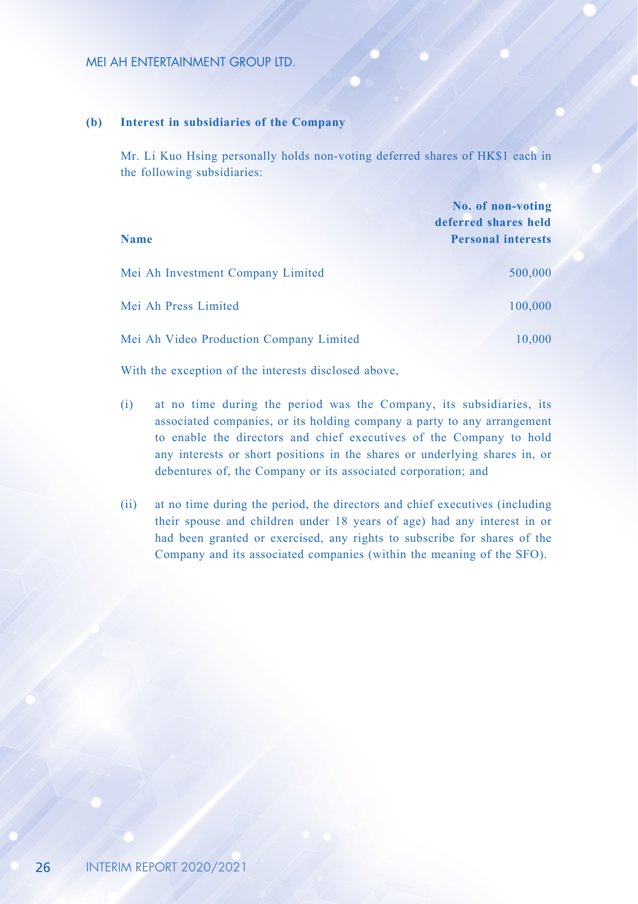**(b) Interest in subsidiaries of the Company**

Mr. Li Kuo Hsing personally holds non-voting deferred shares of HK$1 each in the following subsidiaries:

| Name | No. of non-voting deferred shares held Personal interests |
|---|---|
| Mei Ah Investment Company Limited | 500,000 |
| Mei Ah Press Limited | 100,000 |
| Mei Ah Video Production Company Limited | 10,000 |

With the exception of the interests disclosed above,

(i) at no time during the period was the Company, its subsidiaries, its associated companies, or its holding company a party to any arrangement to enable the directors and chief executives of the Company to hold any interests or short positions in the shares or underlying shares in, or debentures of, the Company or its associated corporation; and

(ii) at no time during the period, the directors and chief executives (including their spouse and children under 18 years of age) had any interest in or had been granted or exercised, any rights to subscribe for shares of the Company and its associated companies (within the meaning of the SFO).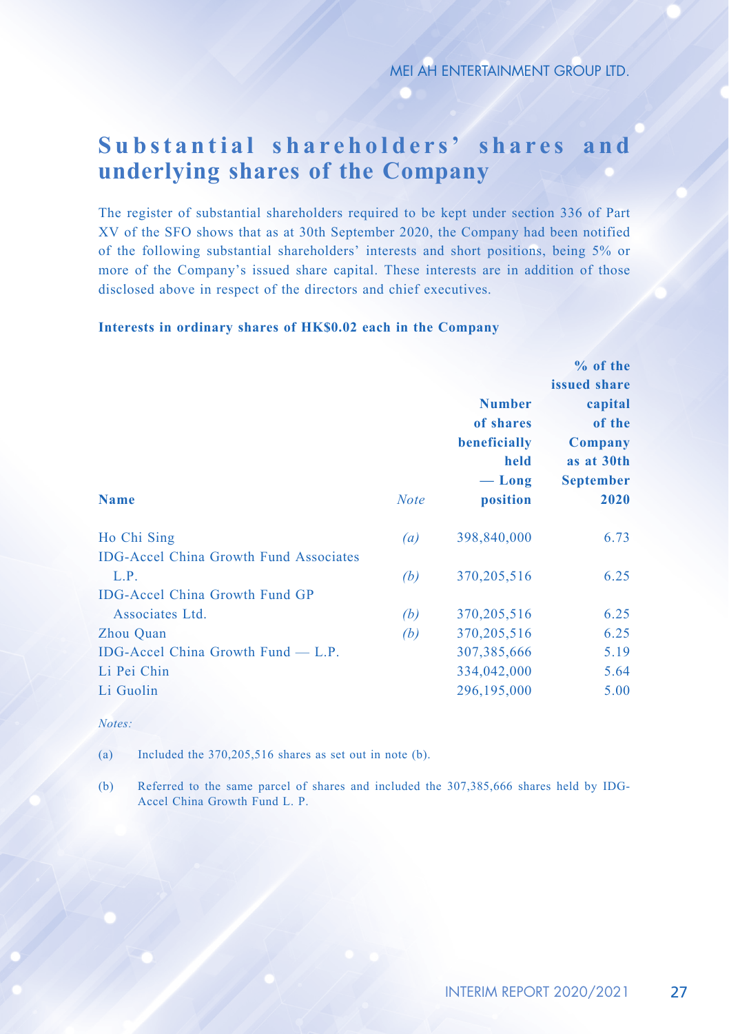## Substantial shareholders' shares and underlying shares of the Company

The register of substantial shareholders required to be kept under section 336 of Part XV of the SFO shows that as at 30th September 2020, the Company had been notified of the following substantial shareholders' interests and short positions, being 5% or more of the Company's issued share capital. These interests are in addition of those disclosed above in respect of the directors and chief executives.

**Interests in ordinary shares of HK$0.02 each in the Company**

| Name | *Note* | Number of shares beneficially held — Long position | % of the issued share capital of the Company as at 30th September 2020 |
|---|---|---|---|
| Ho Chi Sing | *(a)* | 398,840,000 | 6.73 |
| IDG-Accel China Growth Fund Associates L.P. | *(b)* | 370,205,516 | 6.25 |
| IDG-Accel China Growth Fund GP Associates Ltd. | *(b)* | 370,205,516 | 6.25 |
| Zhou Quan | *(b)* | 370,205,516 | 6.25 |
| IDG-Accel China Growth Fund — L.P. | | 307,385,666 | 5.19 |
| Li Pei Chin | | 334,042,000 | 5.64 |
| Li Guolin | | 296,195,000 | 5.00 |

*Notes:*

(a) Included the 370,205,516 shares as set out in note (b).

(b) Referred to the same parcel of shares and included the 307,385,666 shares held by IDG-Accel China Growth Fund L. P.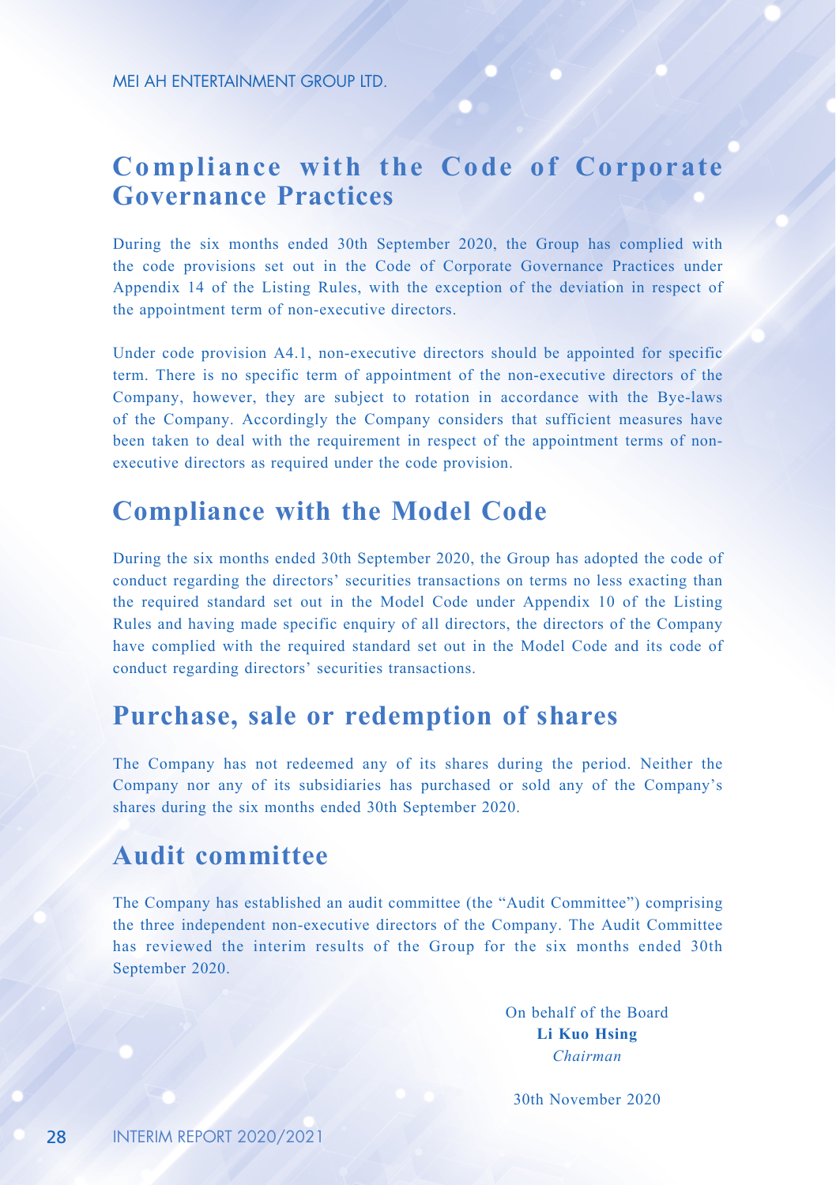## Compliance with the Code of Corporate Governance Practices

During the six months ended 30th September 2020, the Group has complied with the code provisions set out in the Code of Corporate Governance Practices under Appendix 14 of the Listing Rules, with the exception of the deviation in respect of the appointment term of non-executive directors.

Under code provision A4.1, non-executive directors should be appointed for specific term. There is no specific term of appointment of the non-executive directors of the Company, however, they are subject to rotation in accordance with the Bye-laws of the Company. Accordingly the Company considers that sufficient measures have been taken to deal with the requirement in respect of the appointment terms of non-executive directors as required under the code provision.

## Compliance with the Model Code

During the six months ended 30th September 2020, the Group has adopted the code of conduct regarding the directors' securities transactions on terms no less exacting than the required standard set out in the Model Code under Appendix 10 of the Listing Rules and having made specific enquiry of all directors, the directors of the Company have complied with the required standard set out in the Model Code and its code of conduct regarding directors' securities transactions.

## Purchase, sale or redemption of shares

The Company has not redeemed any of its shares during the period. Neither the Company nor any of its subsidiaries has purchased or sold any of the Company's shares during the six months ended 30th September 2020.

## Audit committee

The Company has established an audit committee (the "Audit Committee") comprising the three independent non-executive directors of the Company. The Audit Committee has reviewed the interim results of the Group for the six months ended 30th September 2020.

On behalf of the Board
**Li Kuo Hsing**
*Chairman*

30th November 2020